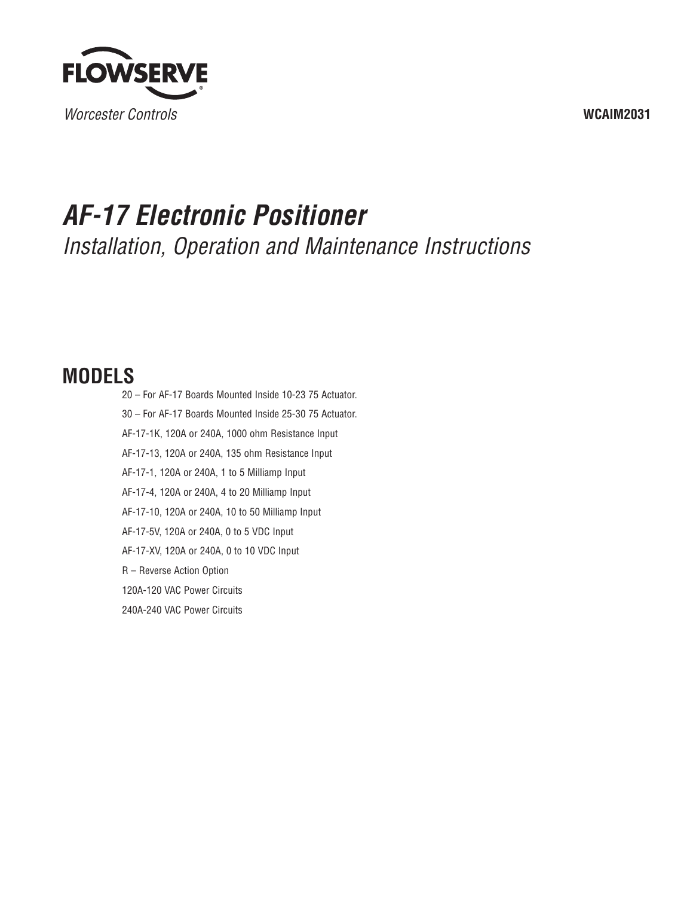FLOWSERVE

*Worcester Controls*

**WCAIM2031**

# *AF-17 Electronic Positioner*

*Installation, Operation and Maintenance Instructions*

## MODELS

20 – For AF-17 Boards Mounted Inside 10-23 75 Actuator.

30 – For AF-17 Boards Mounted Inside 25-30 75 Actuator.

AF-17-1K, 120A or 240A, 1000 ohm Resistance Input

AF-17-13, 120A or 240A, 135 ohm Resistance Input

AF-17-1, 120A or 240A, 1 to 5 Milliamp Input

AF-17-4, 120A or 240A, 4 to 20 Milliamp Input

AF-17-10, 120A or 240A, 10 to 50 Milliamp Input

AF-17-5V, 120A or 240A, 0 to 5 VDC Input

AF-17-XV, 120A or 240A, 0 to 10 VDC Input

R – Reverse Action Option

120A-120 VAC Power Circuits

240A-240 VAC Power Circuits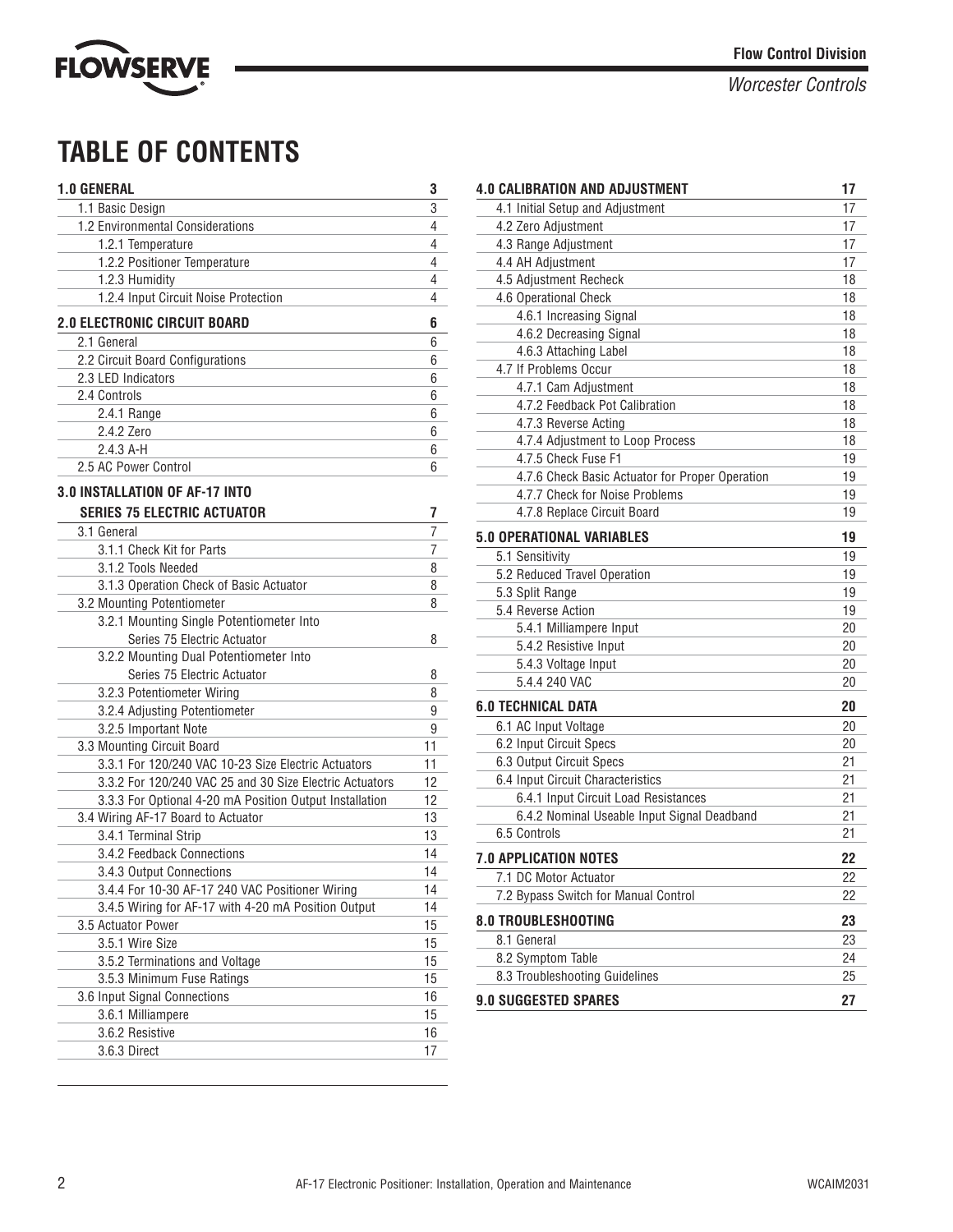# TABLE OF CONTENTS

| Section | Page |
|---|---|
| **1.0 GENERAL** | **3** |
| 1.1 Basic Design | 3 |
| 1.2 Environmental Considerations | 4 |
| 1.2.1 Temperature | 4 |
| 1.2.2 Positioner Temperature | 4 |
| 1.2.3 Humidity | 4 |
| 1.2.4 Input Circuit Noise Protection | 4 |
| **2.0 ELECTRONIC CIRCUIT BOARD** | **6** |
| 2.1 General | 6 |
| 2.2 Circuit Board Configurations | 6 |
| 2.3 LED Indicators | 6 |
| 2.4 Controls | 6 |
| 2.4.1 Range | 6 |
| 2.4.2 Zero | 6 |
| 2.4.3 A-H | 6 |
| 2.5 AC Power Control | 6 |
| **3.0 INSTALLATION OF AF-17 INTO SERIES 75 ELECTRIC ACTUATOR** | **7** |
| 3.1 General | 7 |
| 3.1.1 Check Kit for Parts | 7 |
| 3.1.2 Tools Needed | 8 |
| 3.1.3 Operation Check of Basic Actuator | 8 |
| 3.2 Mounting Potentiometer | 8 |
| 3.2.1 Mounting Single Potentiometer Into Series 75 Electric Actuator | 8 |
| 3.2.2 Mounting Dual Potentiometer Into Series 75 Electric Actuator | 8 |
| 3.2.3 Potentiometer Wiring | 8 |
| 3.2.4 Adjusting Potentiometer | 9 |
| 3.2.5 Important Note | 9 |
| 3.3 Mounting Circuit Board | 11 |
| 3.3.1 For 120/240 VAC 10-23 Size Electric Actuators | 11 |
| 3.3.2 For 120/240 VAC 25 and 30 Size Electric Actuators | 12 |
| 3.3.3 For Optional 4-20 mA Position Output Installation | 12 |
| 3.4 Wiring AF-17 Board to Actuator | 13 |
| 3.4.1 Terminal Strip | 13 |
| 3.4.2 Feedback Connections | 14 |
| 3.4.3 Output Connections | 14 |
| 3.4.4 For 10-30 AF-17 240 VAC Positioner Wiring | 14 |
| 3.4.5 Wiring for AF-17 with 4-20 mA Position Output | 14 |
| 3.5 Actuator Power | 15 |
| 3.5.1 Wire Size | 15 |
| 3.5.2 Terminations and Voltage | 15 |
| 3.5.3 Minimum Fuse Ratings | 15 |
| 3.6 Input Signal Connections | 16 |
| 3.6.1 Milliampere | 15 |
| 3.6.2 Resistive | 16 |
| 3.6.3 Direct | 17 |
| **4.0 CALIBRATION AND ADJUSTMENT** | **17** |
| 4.1 Initial Setup and Adjustment | 17 |
| 4.2 Zero Adjustment | 17 |
| 4.3 Range Adjustment | 17 |
| 4.4 AH Adjustment | 17 |
| 4.5 Adjustment Recheck | 18 |
| 4.6 Operational Check | 18 |
| 4.6.1 Increasing Signal | 18 |
| 4.6.2 Decreasing Signal | 18 |
| 4.6.3 Attaching Label | 18 |
| 4.7 If Problems Occur | 18 |
| 4.7.1 Cam Adjustment | 18 |
| 4.7.2 Feedback Pot Calibration | 18 |
| 4.7.3 Reverse Acting | 18 |
| 4.7.4 Adjustment to Loop Process | 18 |
| 4.7.5 Check Fuse F1 | 19 |
| 4.7.6 Check Basic Actuator for Proper Operation | 19 |
| 4.7.7 Check for Noise Problems | 19 |
| 4.7.8 Replace Circuit Board | 19 |
| **5.0 OPERATIONAL VARIABLES** | **19** |
| 5.1 Sensitivity | 19 |
| 5.2 Reduced Travel Operation | 19 |
| 5.3 Split Range | 19 |
| 5.4 Reverse Action | 19 |
| 5.4.1 Milliampere Input | 20 |
| 5.4.2 Resistive Input | 20 |
| 5.4.3 Voltage Input | 20 |
| 5.4.4 240 VAC | 20 |
| **6.0 TECHNICAL DATA** | **20** |
| 6.1 AC Input Voltage | 20 |
| 6.2 Input Circuit Specs | 20 |
| 6.3 Output Circuit Specs | 21 |
| 6.4 Input Circuit Characteristics | 21 |
| 6.4.1 Input Circuit Load Resistances | 21 |
| 6.4.2 Nominal Useable Input Signal Deadband | 21 |
| 6.5 Controls | 21 |
| **7.0 APPLICATION NOTES** | **22** |
| 7.1 DC Motor Actuator | 22 |
| 7.2 Bypass Switch for Manual Control | 22 |
| **8.0 TROUBLESHOOTING** | **23** |
| 8.1 General | 23 |
| 8.2 Symptom Table | 24 |
| 8.3 Troubleshooting Guidelines | 25 |
| **9.0 SUGGESTED SPARES** | **27** |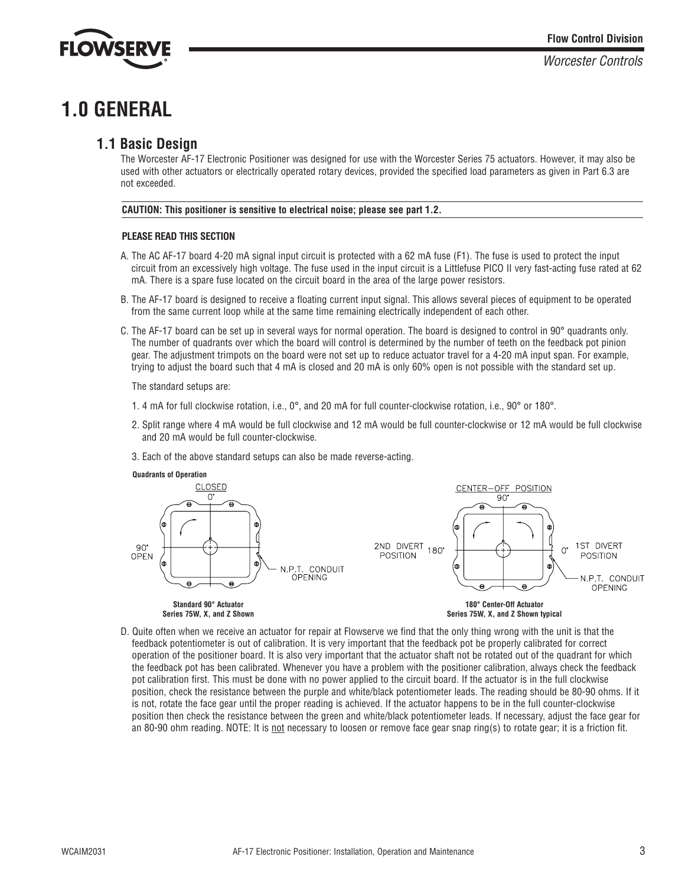# 1.0 GENERAL

## 1.1 Basic Design

The Worcester AF-17 Electronic Positioner was designed for use with the Worcester Series 75 actuators. However, it may also be used with other actuators or electrically operated rotary devices, provided the specified load parameters as given in Part 6.3 are not exceeded.

**CAUTION: This positioner is sensitive to electrical noise; please see part 1.2.**

**PLEASE READ THIS SECTION**

A. The AC AF-17 board 4-20 mA signal input circuit is protected with a 62 mA fuse (F1). The fuse is used to protect the input circuit from an excessively high voltage. The fuse used in the input circuit is a Littlefuse PICO II very fast-acting fuse rated at 62 mA. There is a spare fuse located on the circuit board in the area of the large power resistors.

B. The AF-17 board is designed to receive a floating current input signal. This allows several pieces of equipment to be operated from the same current loop while at the same time remaining electrically independent of each other.

C. The AF-17 board can be set up in several ways for normal operation. The board is designed to control in 90° quadrants only. The number of quadrants over which the board will control is determined by the number of teeth on the feedback pot pinion gear. The adjustment trimpots on the board were not set up to reduce actuator travel for a 4-20 mA input span. For example, trying to adjust the board such that 4 mA is closed and 20 mA is only 60% open is not possible with the standard set up.

The standard setups are:

1. 4 mA for full clockwise rotation, i.e., 0°, and 20 mA for full counter-clockwise rotation, i.e., 90° or 180°.
2. Split range where 4 mA would be full clockwise and 12 mA would be full counter-clockwise or 12 mA would be full clockwise and 20 mA would be full counter-clockwise.
3. Each of the above standard setups can also be made reverse-acting.

**Quadrants of Operation**

CLOSED 0°, 90° OPEN, N.P.T. CONDUIT OPENING

**Standard 90° Actuator Series 75W, X, and Z Shown**

CENTER-OFF POSITION 90°, 2ND DIVERT POSITION 180°, 0° 1ST DIVERT POSITION, N.P.T. CONDUIT OPENING

**180° Center-Off Actuator Series 75W, X, and Z Shown typical**

D. Quite often when we receive an actuator for repair at Flowserve we find that the only thing wrong with the unit is that the feedback potentiometer is out of calibration. It is very important that the feedback pot be properly calibrated for correct operation of the positioner board. It is also very important that the actuator shaft not be rotated out of the quadrant for which the feedback pot has been calibrated. Whenever you have a problem with the positioner calibration, always check the feedback pot calibration first. This must be done with no power applied to the circuit board. If the actuator is in the full clockwise position, check the resistance between the purple and white/black potentiometer leads. The reading should be 80-90 ohms. If it is not, rotate the face gear until the proper reading is achieved. If the actuator happens to be in the full counter-clockwise position then check the resistance between the green and white/black potentiometer leads. If necessary, adjust the face gear for an 80-90 ohm reading. NOTE: It is not necessary to loosen or remove face gear snap ring(s) to rotate gear; it is a friction fit.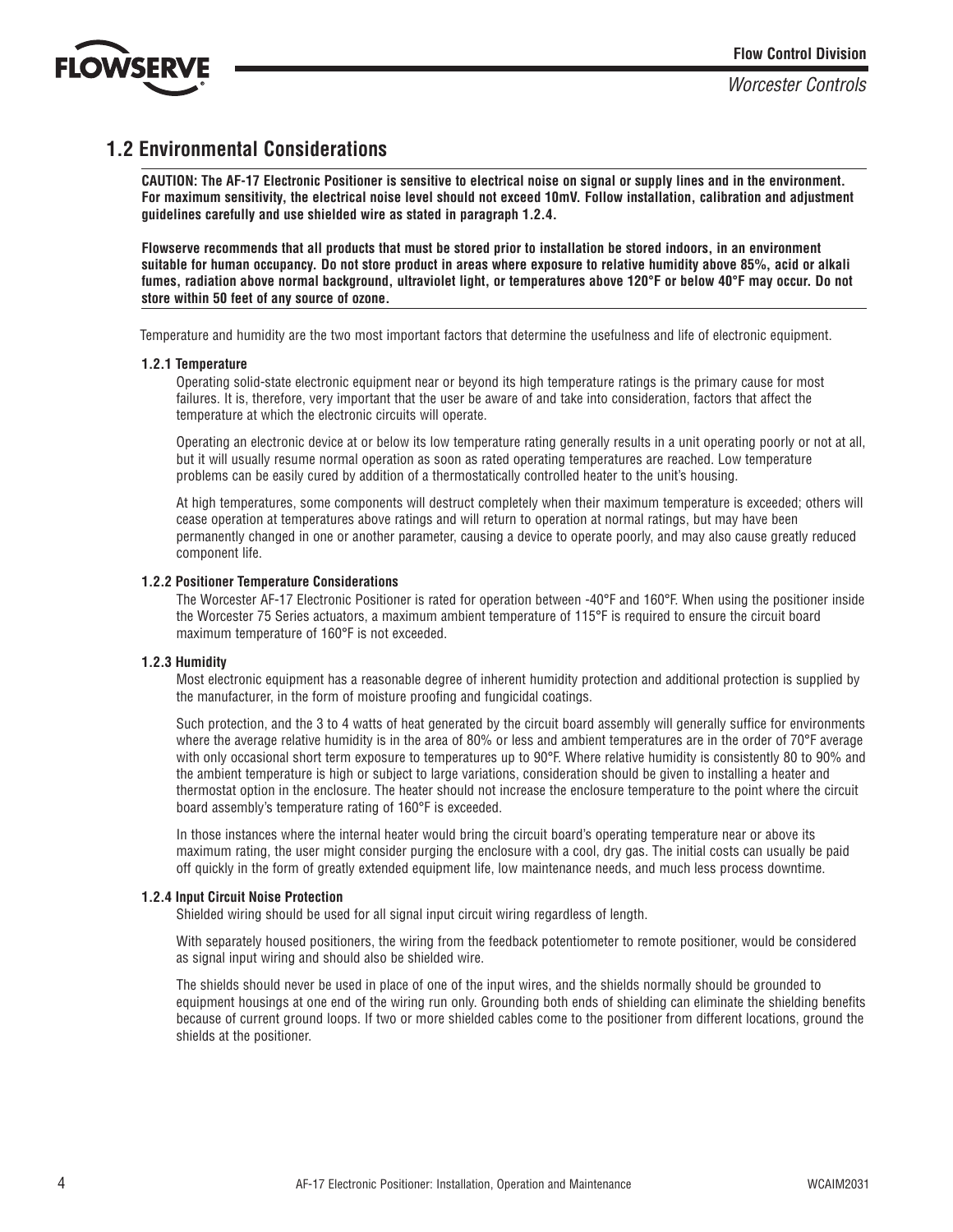## 1.2 Environmental Considerations

**CAUTION: The AF-17 Electronic Positioner is sensitive to electrical noise on signal or supply lines and in the environment. For maximum sensitivity, the electrical noise level should not exceed 10mV. Follow installation, calibration and adjustment guidelines carefully and use shielded wire as stated in paragraph 1.2.4.**

**Flowserve recommends that all products that must be stored prior to installation be stored indoors, in an environment suitable for human occupancy. Do not store product in areas where exposure to relative humidity above 85%, acid or alkali fumes, radiation above normal background, ultraviolet light, or temperatures above 120°F or below 40°F may occur. Do not store within 50 feet of any source of ozone.**

Temperature and humidity are the two most important factors that determine the usefulness and life of electronic equipment.

#### 1.2.1 Temperature

Operating solid-state electronic equipment near or beyond its high temperature ratings is the primary cause for most failures. It is, therefore, very important that the user be aware of and take into consideration, factors that affect the temperature at which the electronic circuits will operate.

Operating an electronic device at or below its low temperature rating generally results in a unit operating poorly or not at all, but it will usually resume normal operation as soon as rated operating temperatures are reached. Low temperature problems can be easily cured by addition of a thermostatically controlled heater to the unit's housing.

At high temperatures, some components will destruct completely when their maximum temperature is exceeded; others will cease operation at temperatures above ratings and will return to operation at normal ratings, but may have been permanently changed in one or another parameter, causing a device to operate poorly, and may also cause greatly reduced component life.

#### 1.2.2 Positioner Temperature Considerations

The Worcester AF-17 Electronic Positioner is rated for operation between -40°F and 160°F. When using the positioner inside the Worcester 75 Series actuators, a maximum ambient temperature of 115°F is required to ensure the circuit board maximum temperature of 160°F is not exceeded.

#### 1.2.3 Humidity

Most electronic equipment has a reasonable degree of inherent humidity protection and additional protection is supplied by the manufacturer, in the form of moisture proofing and fungicidal coatings.

Such protection, and the 3 to 4 watts of heat generated by the circuit board assembly will generally suffice for environments where the average relative humidity is in the area of 80% or less and ambient temperatures are in the order of 70°F average with only occasional short term exposure to temperatures up to 90°F. Where relative humidity is consistently 80 to 90% and the ambient temperature is high or subject to large variations, consideration should be given to installing a heater and thermostat option in the enclosure. The heater should not increase the enclosure temperature to the point where the circuit board assembly's temperature rating of 160°F is exceeded.

In those instances where the internal heater would bring the circuit board's operating temperature near or above its maximum rating, the user might consider purging the enclosure with a cool, dry gas. The initial costs can usually be paid off quickly in the form of greatly extended equipment life, low maintenance needs, and much less process downtime.

#### 1.2.4 Input Circuit Noise Protection

Shielded wiring should be used for all signal input circuit wiring regardless of length.

With separately housed positioners, the wiring from the feedback potentiometer to remote positioner, would be considered as signal input wiring and should also be shielded wire.

The shields should never be used in place of one of the input wires, and the shields normally should be grounded to equipment housings at one end of the wiring run only. Grounding both ends of shielding can eliminate the shielding benefits because of current ground loops. If two or more shielded cables come to the positioner from different locations, ground the shields at the positioner.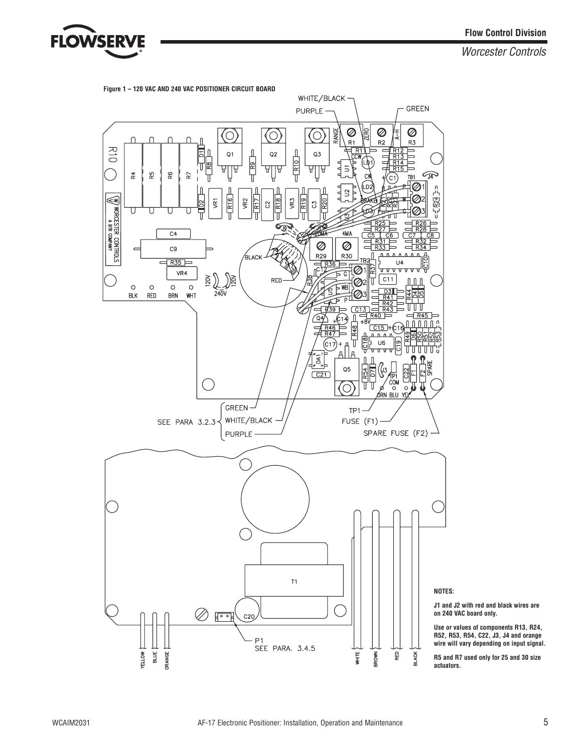**Figure 1 – 120 VAC AND 240 VAC POSITIONER CIRCUIT BOARD**

**NOTES:**

**J1 and J2 with red and black wires are on 240 VAC board only.**

**Use or values of components R13, R24, R52, R53, R54, C22, J3, J4 and orange wire will vary depending on input signal.**

**R5 and R7 used only for 25 and 30 size actuators.**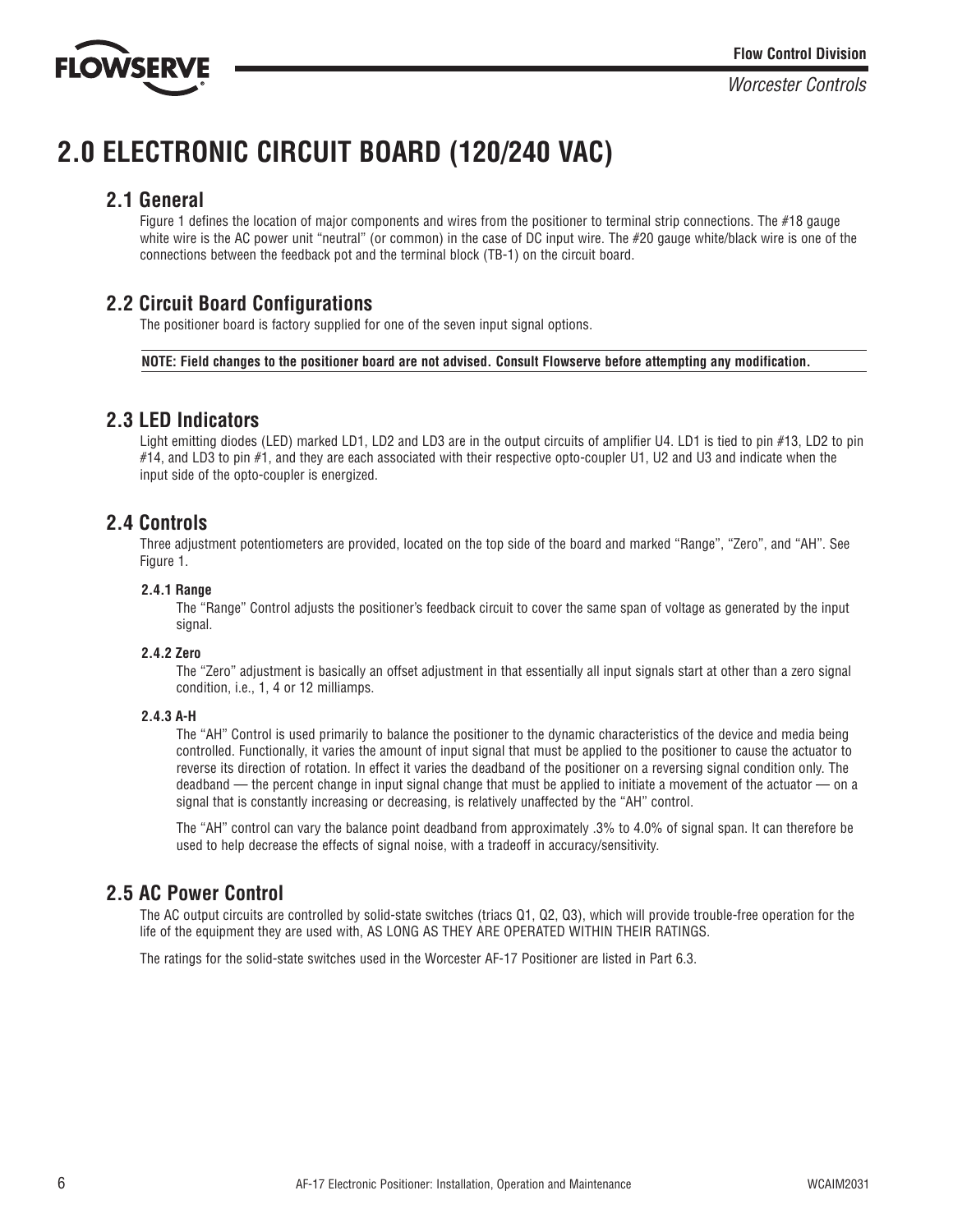# 2.0 ELECTRONIC CIRCUIT BOARD (120/240 VAC)

## 2.1 General

Figure 1 defines the location of major components and wires from the positioner to terminal strip connections. The #18 gauge white wire is the AC power unit "neutral" (or common) in the case of DC input wire. The #20 gauge white/black wire is one of the connections between the feedback pot and the terminal block (TB-1) on the circuit board.

## 2.2 Circuit Board Configurations

The positioner board is factory supplied for one of the seven input signal options.

**NOTE: Field changes to the positioner board are not advised. Consult Flowserve before attempting any modification.**

## 2.3 LED Indicators

Light emitting diodes (LED) marked LD1, LD2 and LD3 are in the output circuits of amplifier U4. LD1 is tied to pin #13, LD2 to pin #14, and LD3 to pin #1, and they are each associated with their respective opto-coupler U1, U2 and U3 and indicate when the input side of the opto-coupler is energized.

## 2.4 Controls

Three adjustment potentiometers are provided, located on the top side of the board and marked "Range", "Zero", and "AH". See Figure 1.

### 2.4.1 Range

The "Range" Control adjusts the positioner's feedback circuit to cover the same span of voltage as generated by the input signal.

### 2.4.2 Zero

The "Zero" adjustment is basically an offset adjustment in that essentially all input signals start at other than a zero signal condition, i.e., 1, 4 or 12 milliamps.

### 2.4.3 A-H

The "AH" Control is used primarily to balance the positioner to the dynamic characteristics of the device and media being controlled. Functionally, it varies the amount of input signal that must be applied to the positioner to cause the actuator to reverse its direction of rotation. In effect it varies the deadband of the positioner on a reversing signal condition only. The deadband — the percent change in input signal change that must be applied to initiate a movement of the actuator — on a signal that is constantly increasing or decreasing, is relatively unaffected by the "AH" control.

The "AH" control can vary the balance point deadband from approximately .3% to 4.0% of signal span. It can therefore be used to help decrease the effects of signal noise, with a tradeoff in accuracy/sensitivity.

## 2.5 AC Power Control

The AC output circuits are controlled by solid-state switches (triacs Q1, Q2, Q3), which will provide trouble-free operation for the life of the equipment they are used with, AS LONG AS THEY ARE OPERATED WITHIN THEIR RATINGS.

The ratings for the solid-state switches used in the Worcester AF-17 Positioner are listed in Part 6.3.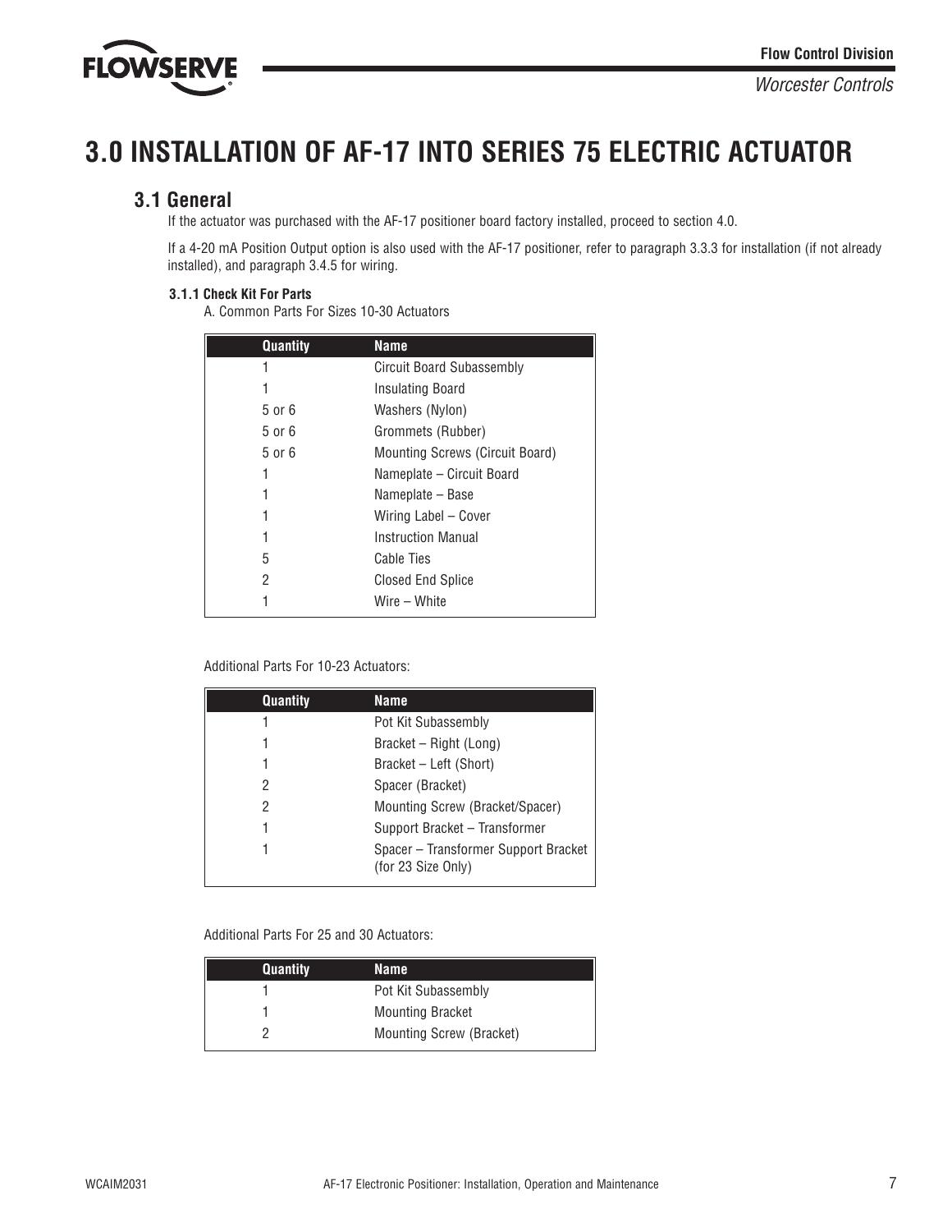# 3.0 INSTALLATION OF AF-17 INTO SERIES 75 ELECTRIC ACTUATOR

## 3.1 General

If the actuator was purchased with the AF-17 positioner board factory installed, proceed to section 4.0.

If a 4-20 mA Position Output option is also used with the AF-17 positioner, refer to paragraph 3.3.3 for installation (if not already installed), and paragraph 3.4.5 for wiring.

### 3.1.1 Check Kit For Parts

A. Common Parts For Sizes 10-30 Actuators

| Quantity | Name |
|---|---|
| 1 | Circuit Board Subassembly |
| 1 | Insulating Board |
| 5 or 6 | Washers (Nylon) |
| 5 or 6 | Grommets (Rubber) |
| 5 or 6 | Mounting Screws (Circuit Board) |
| 1 | Nameplate – Circuit Board |
| 1 | Nameplate – Base |
| 1 | Wiring Label – Cover |
| 1 | Instruction Manual |
| 5 | Cable Ties |
| 2 | Closed End Splice |
| 1 | Wire – White |

Additional Parts For 10-23 Actuators:

| Quantity | Name |
|---|---|
| 1 | Pot Kit Subassembly |
| 1 | Bracket – Right (Long) |
| 1 | Bracket – Left (Short) |
| 2 | Spacer (Bracket) |
| 2 | Mounting Screw (Bracket/Spacer) |
| 1 | Support Bracket – Transformer |
| 1 | Spacer – Transformer Support Bracket (for 23 Size Only) |

Additional Parts For 25 and 30 Actuators:

| Quantity | Name |
|---|---|
| 1 | Pot Kit Subassembly |
| 1 | Mounting Bracket |
| 2 | Mounting Screw (Bracket) |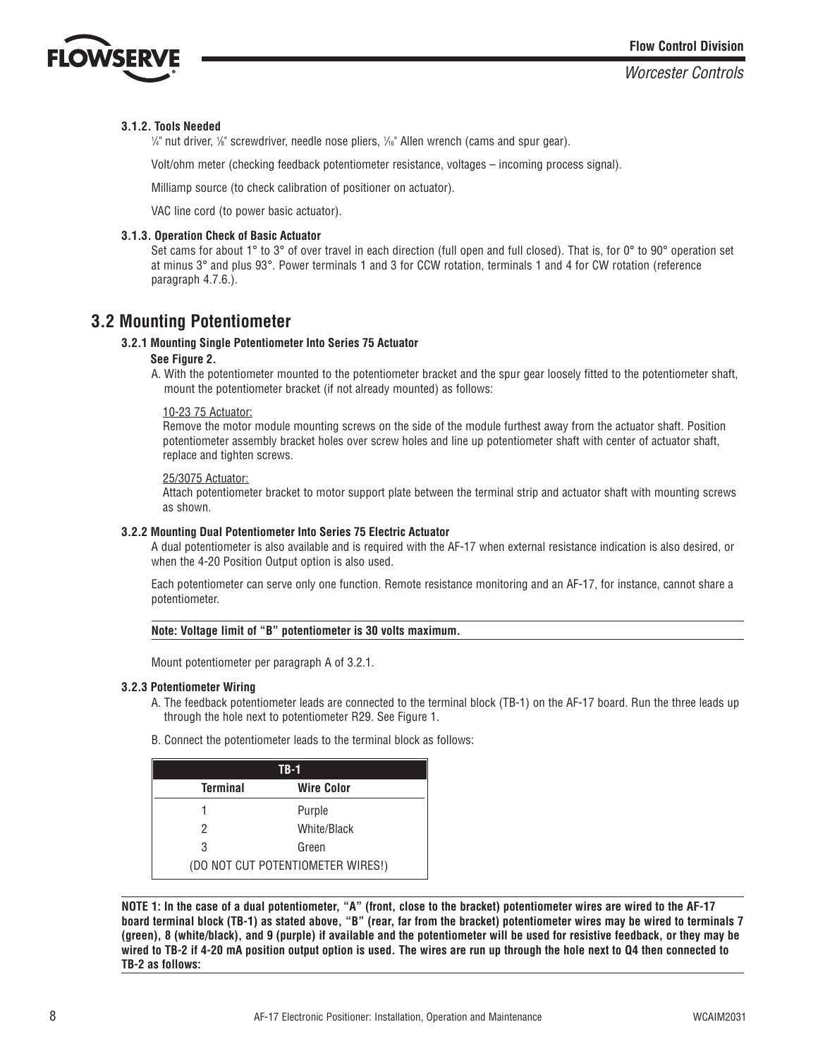#### 3.1.2. Tools Needed

¼" nut driver, ⅛" screwdriver, needle nose pliers, ¹⁄₁₆" Allen wrench (cams and spur gear).

Volt/ohm meter (checking feedback potentiometer resistance, voltages – incoming process signal).

Milliamp source (to check calibration of positioner on actuator).

VAC line cord (to power basic actuator).

#### 3.1.3. Operation Check of Basic Actuator

Set cams for about 1° to 3° of over travel in each direction (full open and full closed). That is, for 0° to 90° operation set at minus 3° and plus 93°. Power terminals 1 and 3 for CCW rotation, terminals 1 and 4 for CW rotation (reference paragraph 4.7.6.).

## 3.2 Mounting Potentiometer

#### 3.2.1 Mounting Single Potentiometer Into Series 75 Actuator

**See Figure 2.**

A. With the potentiometer mounted to the potentiometer bracket and the spur gear loosely fitted to the potentiometer shaft, mount the potentiometer bracket (if not already mounted) as follows:

10-23 75 Actuator:
Remove the motor module mounting screws on the side of the module furthest away from the actuator shaft. Position potentiometer assembly bracket holes over screw holes and line up potentiometer shaft with center of actuator shaft, replace and tighten screws.

25/3075 Actuator:
Attach potentiometer bracket to motor support plate between the terminal strip and actuator shaft with mounting screws as shown.

#### 3.2.2 Mounting Dual Potentiometer Into Series 75 Electric Actuator

A dual potentiometer is also available and is required with the AF-17 when external resistance indication is also desired, or when the 4-20 Position Output option is also used.

Each potentiometer can serve only one function. Remote resistance monitoring and an AF-17, for instance, cannot share a potentiometer.

**Note: Voltage limit of "B" potentiometer is 30 volts maximum.**

Mount potentiometer per paragraph A of 3.2.1.

#### 3.2.3 Potentiometer Wiring

A. The feedback potentiometer leads are connected to the terminal block (TB-1) on the AF-17 board. Run the three leads up through the hole next to potentiometer R29. See Figure 1.

B. Connect the potentiometer leads to the terminal block as follows:

| TB-1 | |
|---|---|
| **Terminal** | **Wire Color** |
| 1 | Purple |
| 2 | White/Black |
| 3 | Green |
| (DO NOT CUT POTENTIOMETER WIRES!) | |

**NOTE 1: In the case of a dual potentiometer, "A" (front, close to the bracket) potentiometer wires are wired to the AF-17 board terminal block (TB-1) as stated above, "B" (rear, far from the bracket) potentiometer wires may be wired to terminals 7 (green), 8 (white/black), and 9 (purple) if available and the potentiometer will be used for resistive feedback, or they may be wired to TB-2 if 4-20 mA position output option is used. The wires are run up through the hole next to Q4 then connected to TB-2 as follows:**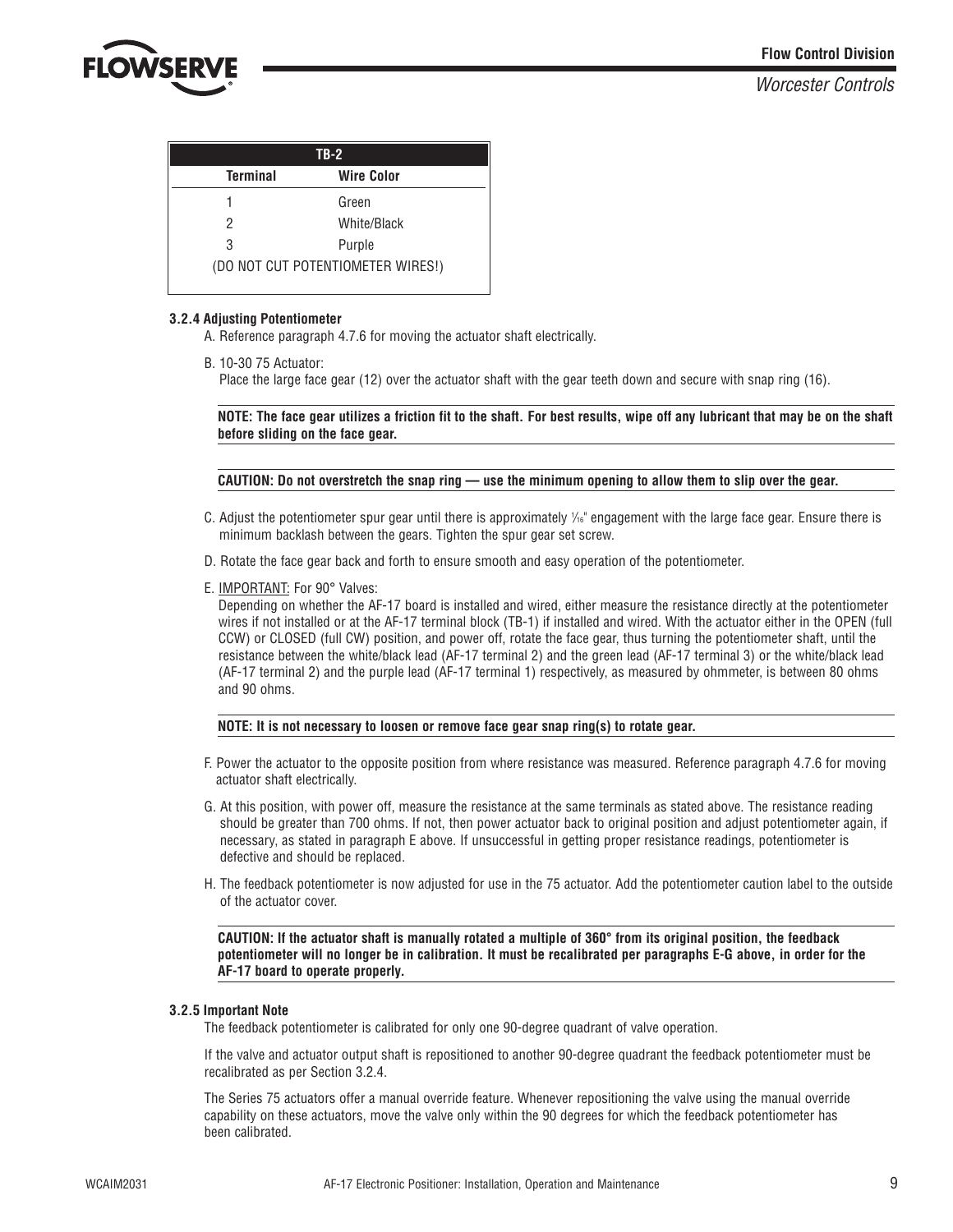| TB-2 | |
|---|---|
| **Terminal** | **Wire Color** |
| 1 | Green |
| 2 | White/Black |
| 3 | Purple |
| (DO NOT CUT POTENTIOMETER WIRES!) | |

### 3.2.4 Adjusting Potentiometer

A. Reference paragraph 4.7.6 for moving the actuator shaft electrically.

B. 10-30 75 Actuator:
Place the large face gear (12) over the actuator shaft with the gear teeth down and secure with snap ring (16).

**NOTE: The face gear utilizes a friction fit to the shaft. For best results, wipe off any lubricant that may be on the shaft before sliding on the face gear.**

**CAUTION: Do not overstretch the snap ring — use the minimum opening to allow them to slip over the gear.**

C. Adjust the potentiometer spur gear until there is approximately 1⁄16" engagement with the large face gear. Ensure there is minimum backlash between the gears. Tighten the spur gear set screw.

D. Rotate the face gear back and forth to ensure smooth and easy operation of the potentiometer.

E. IMPORTANT: For 90° Valves:
Depending on whether the AF-17 board is installed and wired, either measure the resistance directly at the potentiometer wires if not installed or at the AF-17 terminal block (TB-1) if installed and wired. With the actuator either in the OPEN (full CCW) or CLOSED (full CW) position, and power off, rotate the face gear, thus turning the potentiometer shaft, until the resistance between the white/black lead (AF-17 terminal 2) and the green lead (AF-17 terminal 3) or the white/black lead (AF-17 terminal 2) and the purple lead (AF-17 terminal 1) respectively, as measured by ohmmeter, is between 80 ohms and 90 ohms.

**NOTE: It is not necessary to loosen or remove face gear snap ring(s) to rotate gear.**

F. Power the actuator to the opposite position from where resistance was measured. Reference paragraph 4.7.6 for moving actuator shaft electrically.

G. At this position, with power off, measure the resistance at the same terminals as stated above. The resistance reading should be greater than 700 ohms. If not, then power actuator back to original position and adjust potentiometer again, if necessary, as stated in paragraph E above. If unsuccessful in getting proper resistance readings, potentiometer is defective and should be replaced.

H. The feedback potentiometer is now adjusted for use in the 75 actuator. Add the potentiometer caution label to the outside of the actuator cover.

**CAUTION: If the actuator shaft is manually rotated a multiple of 360° from its original position, the feedback potentiometer will no longer be in calibration. It must be recalibrated per paragraphs E-G above, in order for the AF-17 board to operate properly.**

### 3.2.5 Important Note

The feedback potentiometer is calibrated for only one 90-degree quadrant of valve operation.

If the valve and actuator output shaft is repositioned to another 90-degree quadrant the feedback potentiometer must be recalibrated as per Section 3.2.4.

The Series 75 actuators offer a manual override feature. Whenever repositioning the valve using the manual override capability on these actuators, move the valve only within the 90 degrees for which the feedback potentiometer has been calibrated.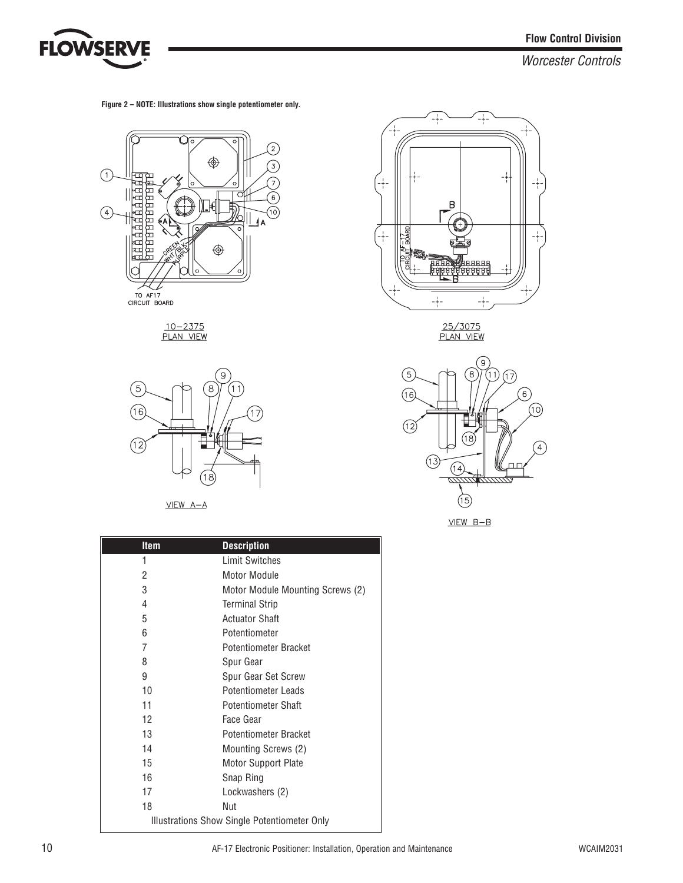**Figure 2 – NOTE: Illustrations show single potentiometer only.**

10–2375
PLAN VIEW

25/3075
PLAN VIEW

VIEW A–A

VIEW B–B

| Item | Description |
|---|---|
| 1 | Limit Switches |
| 2 | Motor Module |
| 3 | Motor Module Mounting Screws (2) |
| 4 | Terminal Strip |
| 5 | Actuator Shaft |
| 6 | Potentiometer |
| 7 | Potentiometer Bracket |
| 8 | Spur Gear |
| 9 | Spur Gear Set Screw |
| 10 | Potentiometer Leads |
| 11 | Potentiometer Shaft |
| 12 | Face Gear |
| 13 | Potentiometer Bracket |
| 14 | Mounting Screws (2) |
| 15 | Motor Support Plate |
| 16 | Snap Ring |
| 17 | Lockwashers (2) |
| 18 | Nut |
| Illustrations Show Single Potentiometer Only | |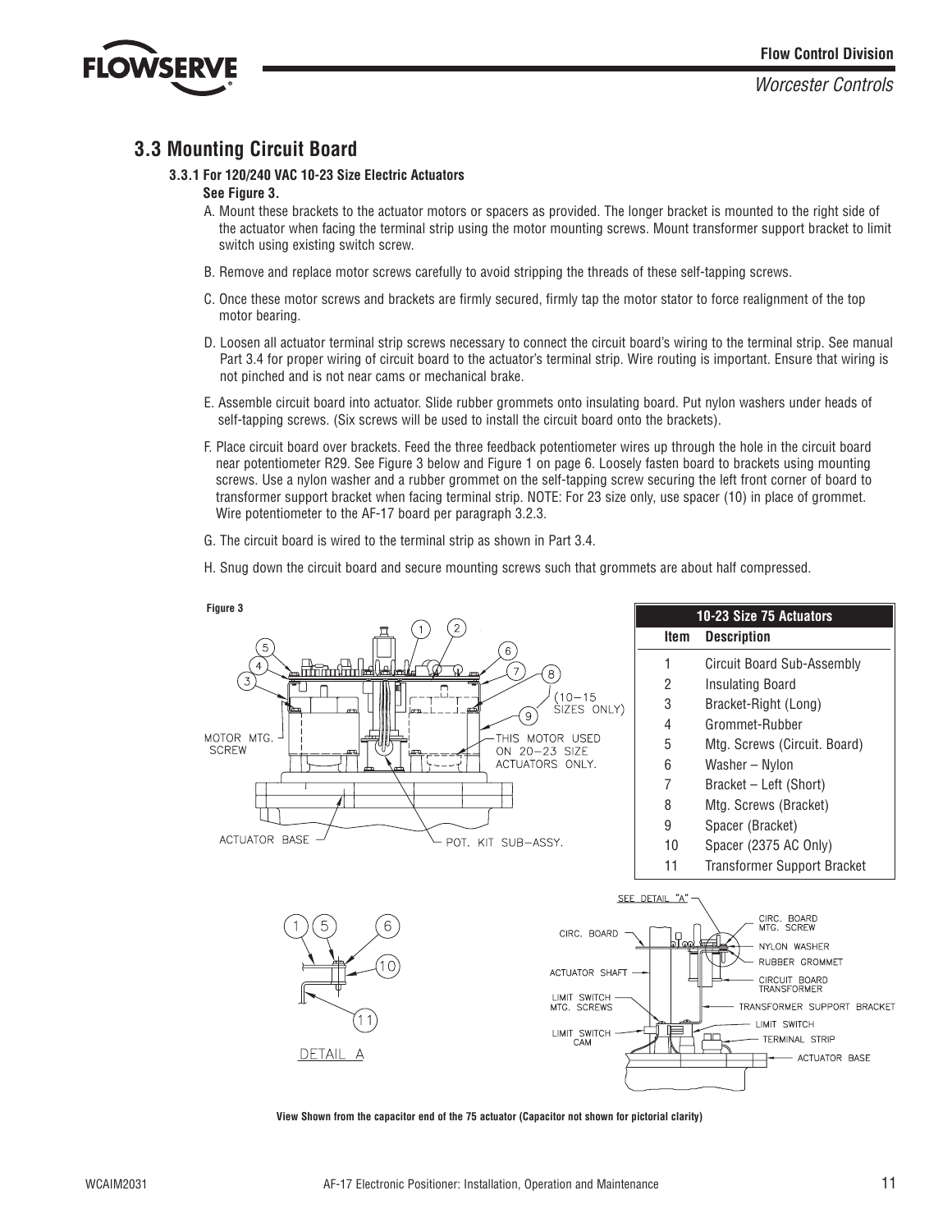## 3.3 Mounting Circuit Board

### 3.3.1 For 120/240 VAC 10-23 Size Electric Actuators

**See Figure 3.**

A. Mount these brackets to the actuator motors or spacers as provided. The longer bracket is mounted to the right side of the actuator when facing the terminal strip using the motor mounting screws. Mount transformer support bracket to limit switch using existing switch screw.

B. Remove and replace motor screws carefully to avoid stripping the threads of these self-tapping screws.

C. Once these motor screws and brackets are firmly secured, firmly tap the motor stator to force realignment of the top motor bearing.

D. Loosen all actuator terminal strip screws necessary to connect the circuit board's wiring to the terminal strip. See manual Part 3.4 for proper wiring of circuit board to the actuator's terminal strip. Wire routing is important. Ensure that wiring is not pinched and is not near cams or mechanical brake.

E. Assemble circuit board into actuator. Slide rubber grommets onto insulating board. Put nylon washers under heads of self-tapping screws. (Six screws will be used to install the circuit board onto the brackets).

F. Place circuit board over brackets. Feed the three feedback potentiometer wires up through the hole in the circuit board near potentiometer R29. See Figure 3 below and Figure 1 on page 6. Loosely fasten board to brackets using mounting screws. Use a nylon washer and a rubber grommet on the self-tapping screw securing the left front corner of board to transformer support bracket when facing terminal strip. NOTE: For 23 size only, use spacer (10) in place of grommet. Wire potentiometer to the AF-17 board per paragraph 3.2.3.

G. The circuit board is wired to the terminal strip as shown in Part 3.4.

H. Snug down the circuit board and secure mounting screws such that grommets are about half compressed.

**Figure 3**

| 10-23 Size 75 Actuators | |
|---|---|
| **Item** | **Description** |
| 1 | Circuit Board Sub-Assembly |
| 2 | Insulating Board |
| 3 | Bracket-Right (Long) |
| 4 | Grommet-Rubber |
| 5 | Mtg. Screws (Circuit. Board) |
| 6 | Washer – Nylon |
| 7 | Bracket – Left (Short) |
| 8 | Mtg. Screws (Bracket) |
| 9 | Spacer (Bracket) |
| 10 | Spacer (2375 AC Only) |
| 11 | Transformer Support Bracket |

**View Shown from the capacitor end of the 75 actuator (Capacitor not shown for pictorial clarity)**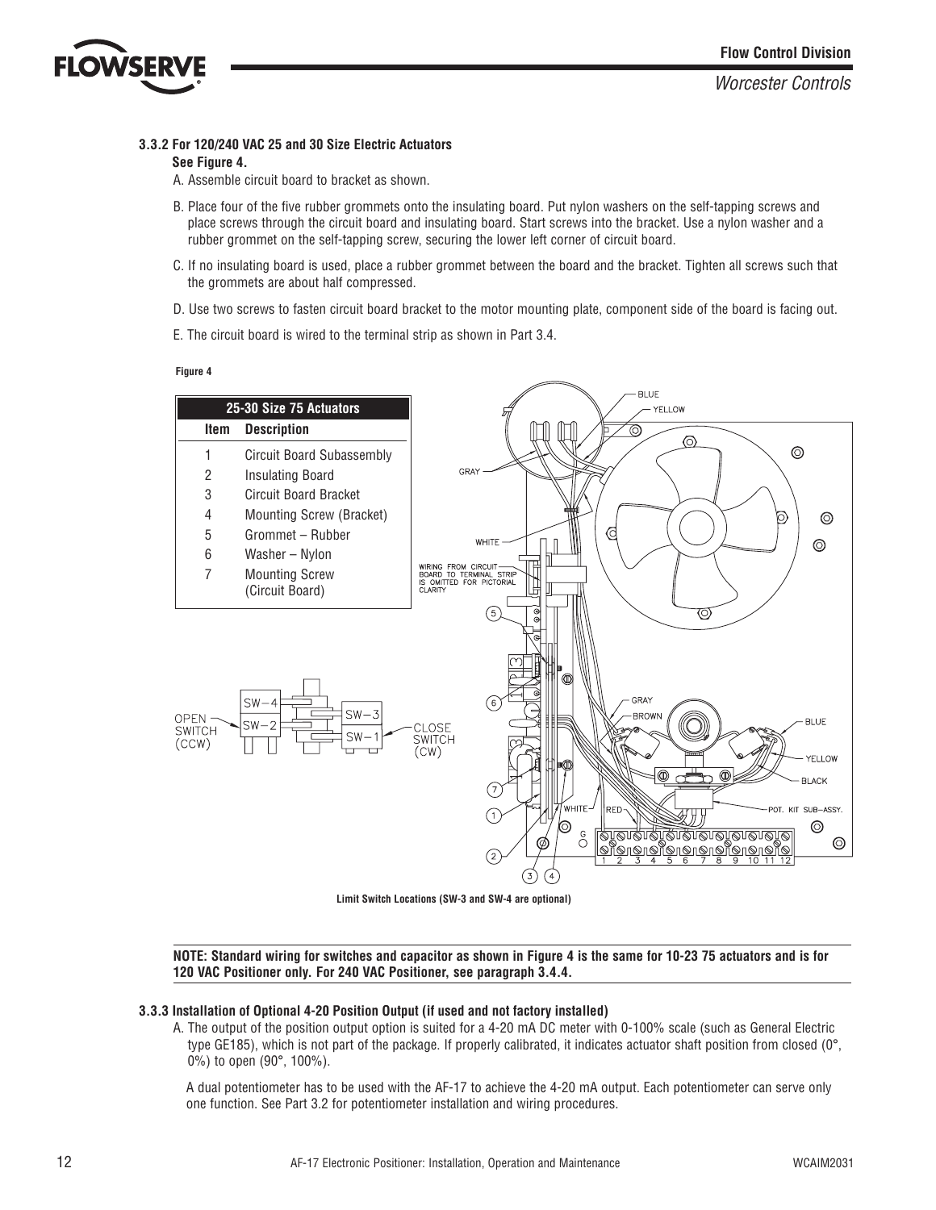### 3.3.2 For 120/240 VAC 25 and 30 Size Electric Actuators

**See Figure 4.**

A. Assemble circuit board to bracket as shown.

B. Place four of the five rubber grommets onto the insulating board. Put nylon washers on the self-tapping screws and place screws through the circuit board and insulating board. Start screws into the bracket. Use a nylon washer and a rubber grommet on the self-tapping screw, securing the lower left corner of circuit board.

C. If no insulating board is used, place a rubber grommet between the board and the bracket. Tighten all screws such that the grommets are about half compressed.

D. Use two screws to fasten circuit board bracket to the motor mounting plate, component side of the board is facing out.

E. The circuit board is wired to the terminal strip as shown in Part 3.4.

**Figure 4**

| 25-30 Size 75 Actuators | |
|---|---|
| **Item** | **Description** |
| 1 | Circuit Board Subassembly |
| 2 | Insulating Board |
| 3 | Circuit Board Bracket |
| 4 | Mounting Screw (Bracket) |
| 5 | Grommet – Rubber |
| 6 | Washer – Nylon |
| 7 | Mounting Screw (Circuit Board) |

**Limit Switch Locations (SW-3 and SW-4 are optional)**

**NOTE: Standard wiring for switches and capacitor as shown in Figure 4 is the same for 10-23 75 actuators and is for 120 VAC Positioner only. For 240 VAC Positioner, see paragraph 3.4.4.**

### 3.3.3 Installation of Optional 4-20 Position Output (if used and not factory installed)

A. The output of the position output option is suited for a 4-20 mA DC meter with 0-100% scale (such as General Electric type GE185), which is not part of the package. If properly calibrated, it indicates actuator shaft position from closed (0°, 0%) to open (90°, 100%).

A dual potentiometer has to be used with the AF-17 to achieve the 4-20 mA output. Each potentiometer can serve only one function. See Part 3.2 for potentiometer installation and wiring procedures.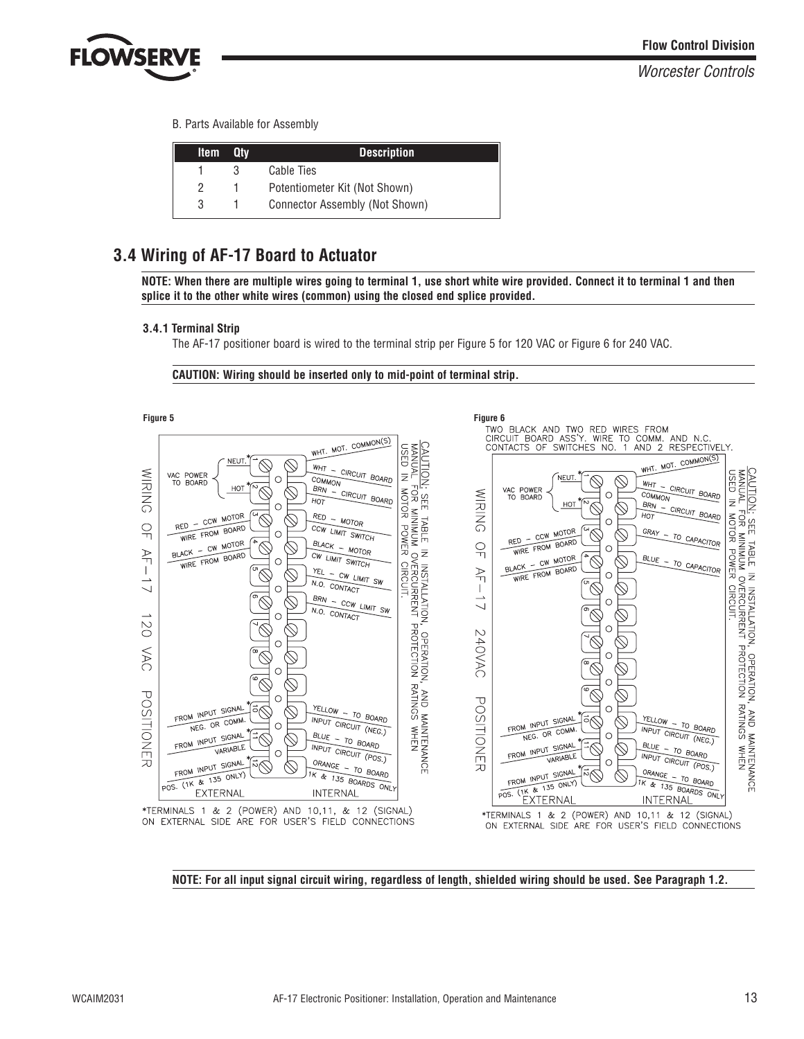B. Parts Available for Assembly

| Item | Qty | Description |
|---|---|---|
| 1 | 3 | Cable Ties |
| 2 | 1 | Potentiometer Kit (Not Shown) |
| 3 | 1 | Connector Assembly (Not Shown) |

## 3.4 Wiring of AF-17 Board to Actuator

**NOTE: When there are multiple wires going to terminal 1, use short white wire provided. Connect it to terminal 1 and then splice it to the other white wires (common) using the closed end splice provided.**

### 3.4.1 Terminal Strip

The AF-17 positioner board is wired to the terminal strip per Figure 5 for 120 VAC or Figure 6 for 240 VAC.

**CAUTION: Wiring should be inserted only to mid-point of terminal strip.**

Figure 5

WIRING OF AF-17 120 VAC POSITIONER

CAUTION: SEE TABLE IN INSTALLATION, OPERATION, AND MAINTENANCE MANUAL FOR MINIMUM OVERCURRENT PROTECTION RATINGS WHEN USED IN MOTOR POWER CIRCUIT.

| Terminal | External | Internal |
|---|---|---|
| 1* | VAC POWER TO BOARD – NEUT. | WHT. MOT. COMMON(S); WHT – CIRCUIT BOARD COMMON |
| 2* | VAC POWER TO BOARD – HOT | BRN – CIRCUIT BOARD HOT |
| 3 | RED – CCW MOTOR WIRE FROM BOARD | RED – MOTOR CCW LIMIT SWITCH |
| 4 | BLACK – CW MOTOR WIRE FROM BOARD | BLACK – MOTOR CW LIMIT SWITCH |
| 5 | | YEL – CW LIMIT SW N.O. CONTACT |
| 6 | | BRN – CCW LIMIT SW N.O. CONTACT |
| 7 | | |
| 8 | | |
| 9 | | |
| 10* | FROM INPUT SIGNAL NEG. OR COMM. | YELLOW – TO BOARD INPUT CIRCUIT (NEG.) |
| 11* | FROM INPUT SIGNAL VARIABLE | BLUE – TO BOARD INPUT CIRCUIT (POS.) |
| 12* | FROM INPUT SIGNAL POS. (1K & 135 ONLY) | ORANGE – TO BOARD 1K & 135 BOARDS ONLY |

*TERMINALS 1 & 2 (POWER) AND 10,11, & 12 (SIGNAL) ON EXTERNAL SIDE ARE FOR USER'S FIELD CONNECTIONS

Figure 6

TWO BLACK AND TWO RED WIRES FROM CIRCUIT BOARD ASS'Y. WIRE TO COMM. AND N.C. CONTACTS OF SWITCHES NO. 1 AND 2 RESPECTIVELY.

WIRING OF AF-17 240VAC POSITIONER

CAUTION: SEE TABLE IN INSTALLATION, OPERATION, AND MAINTENANCE MANUAL FOR MINIMUM OVERCURRENT PROTECTION RATINGS WHEN USED IN MOTOR POWER CIRCUIT.

| Terminal | External | Internal |
|---|---|---|
| 1* | VAC POWER TO BOARD – NEUT. | WHT. MOT. COMMON(S); WHT – CIRCUIT BOARD COMMON |
| 2* | VAC POWER TO BOARD – HOT | BRN – CIRCUIT BOARD HOT |
| 3 | RED – CCW MOTOR WIRE FROM BOARD | GRAY – TO CAPACITOR |
| 4 | BLACK – CW MOTOR WIRE FROM BOARD | BLUE – TO CAPACITOR |
| 5 | | |
| 6 | | |
| 7 | | |
| 8 | | |
| 9 | | |
| 10* | FROM INPUT SIGNAL NEG. OR COMM. | YELLOW – TO BOARD INPUT CIRCUIT (NEG.) |
| 11* | FROM INPUT SIGNAL VARIABLE | BLUE – TO BOARD INPUT CIRCUIT (POS.) |
| 12* | FROM INPUT SIGNAL POS. (1K & 135 ONLY) | ORANGE – TO BOARD 1K & 135 BOARDS ONLY |

*TERMINALS 1 & 2 (POWER) AND 10,11, & 12 (SIGNAL) ON EXTERNAL SIDE ARE FOR USER'S FIELD CONNECTIONS

**NOTE: For all input signal circuit wiring, regardless of length, shielded wiring should be used. See Paragraph 1.2.**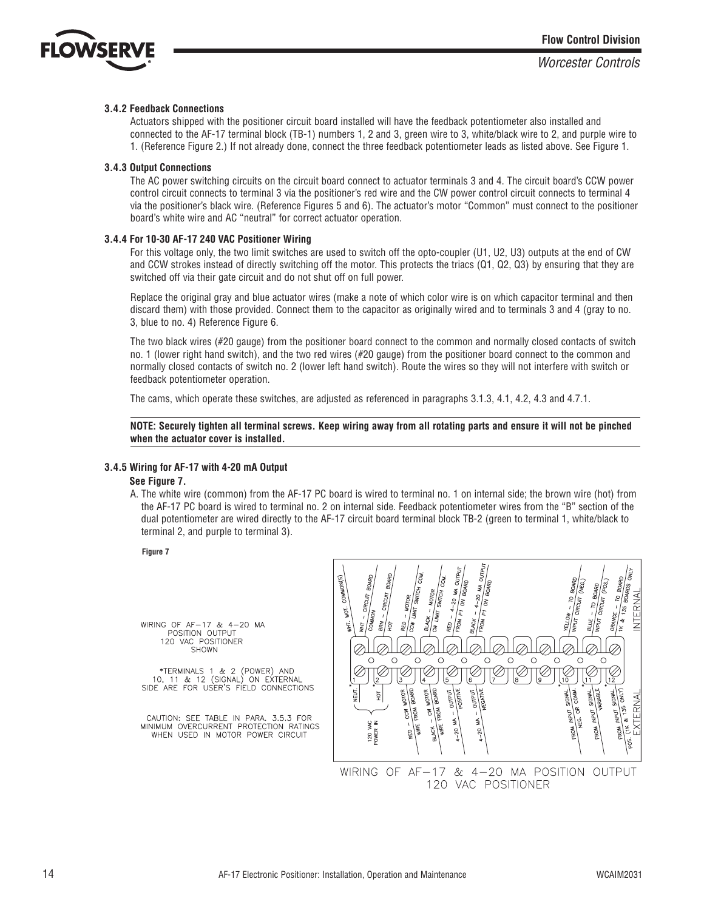### 3.4.2 Feedback Connections

Actuators shipped with the positioner circuit board installed will have the feedback potentiometer also installed and connected to the AF-17 terminal block (TB-1) numbers 1, 2 and 3, green wire to 3, white/black wire to 2, and purple wire to 1. (Reference Figure 2.) If not already done, connect the three feedback potentiometer leads as listed above. See Figure 1.

### 3.4.3 Output Connections

The AC power switching circuits on the circuit board connect to actuator terminals 3 and 4. The circuit board's CCW power control circuit connects to terminal 3 via the positioner's red wire and the CW power control circuit connects to terminal 4 via the positioner's black wire. (Reference Figures 5 and 6). The actuator's motor "Common" must connect to the positioner board's white wire and AC "neutral" for correct actuator operation.

### 3.4.4 For 10-30 AF-17 240 VAC Positioner Wiring

For this voltage only, the two limit switches are used to switch off the opto-coupler (U1, U2, U3) outputs at the end of CW and CCW strokes instead of directly switching off the motor. This protects the triacs (Q1, Q2, Q3) by ensuring that they are switched off via their gate circuit and do not shut off on full power.

Replace the original gray and blue actuator wires (make a note of which color wire is on which capacitor terminal and then discard them) with those provided. Connect them to the capacitor as originally wired and to terminals 3 and 4 (gray to no. 3, blue to no. 4) Reference Figure 6.

The two black wires (#20 gauge) from the positioner board connect to the common and normally closed contacts of switch no. 1 (lower right hand switch), and the two red wires (#20 gauge) from the positioner board connect to the common and normally closed contacts of switch no. 2 (lower left hand switch). Route the wires so they will not interfere with switch or feedback potentiometer operation.

The cams, which operate these switches, are adjusted as referenced in paragraphs 3.1.3, 4.1, 4.2, 4.3 and 4.7.1.

**NOTE: Securely tighten all terminal screws. Keep wiring away from all rotating parts and ensure it will not be pinched when the actuator cover is installed.**

### 3.4.5 Wiring for AF-17 with 4-20 mA Output

**See Figure 7.**

A. The white wire (common) from the AF-17 PC board is wired to terminal no. 1 on internal side; the brown wire (hot) from the AF-17 PC board is wired to terminal no. 2 on internal side. Feedback potentiometer wires from the "B" section of the dual potentiometer are wired directly to the AF-17 circuit board terminal block TB-2 (green to terminal 1, white/black to terminal 2, and purple to terminal 3).

**Figure 7**

WIRING OF AF–17 & 4–20 MA POSITION OUTPUT 120 VAC POSITIONER SHOWN

*TERMINALS 1 & 2 (POWER) AND 10, 11 & 12 (SIGNAL) ON EXTERNAL SIDE ARE FOR USER'S FIELD CONNECTIONS

CAUTION: SEE TABLE IN PARA. 3.5.3 FOR MINIMUM OVERCURRENT PROTECTION RATINGS WHEN USED IN MOTOR POWER CIRCUIT

| Terminal | Internal | External |
|---|---|---|
| 1 | WHT. MOT. COMMON(S); WHT – CIRCUIT BOARD COMMON | * NEUT. (120 VAC POWER IN) |
| 2 | BRN – CIRCUIT BOARD HOT | * HOT (120 VAC POWER IN) |
| 3 | RED – MOTOR CCW LIMIT SWITCH COM. | RED – CCW MOTOR WIRE FROM BOARD |
| 4 | BLACK – MOTOR CW LIMIT SWITCH COM. | BLACK – CW MOTOR WIRE FROM BOARD |
| 5 | RED – 4–20 MA OUTPUT FROM P1 ON BOARD | 4–20 MA – OUTPUT POSITIVE |
| 6 | BLACK – 4–20 MA OUTPUT FROM P1 ON BOARD | 4–20 MA – OUTPUT NEGATIVE |
| 7 | | |
| 8 | | |
| 9 | | |
| 10 | YELLOW – TO BOARD INPUT CIRCUIT (NEG.) | * FROM INPUT SIGNAL NEG. OR COMM. |
| 11 | BLUE – TO BOARD INPUT CIRCUIT (POS.) | * FROM INPUT SIGNAL VARIABLE |
| 12 | ORANGE – TO BOARD 1K & 135 BOARDS ONLY | * FROM INPUT SIGNAL POS. (1K & 135 ONLY) |

WIRING OF AF–17 & 4–20 MA POSITION OUTPUT 120 VAC POSITIONER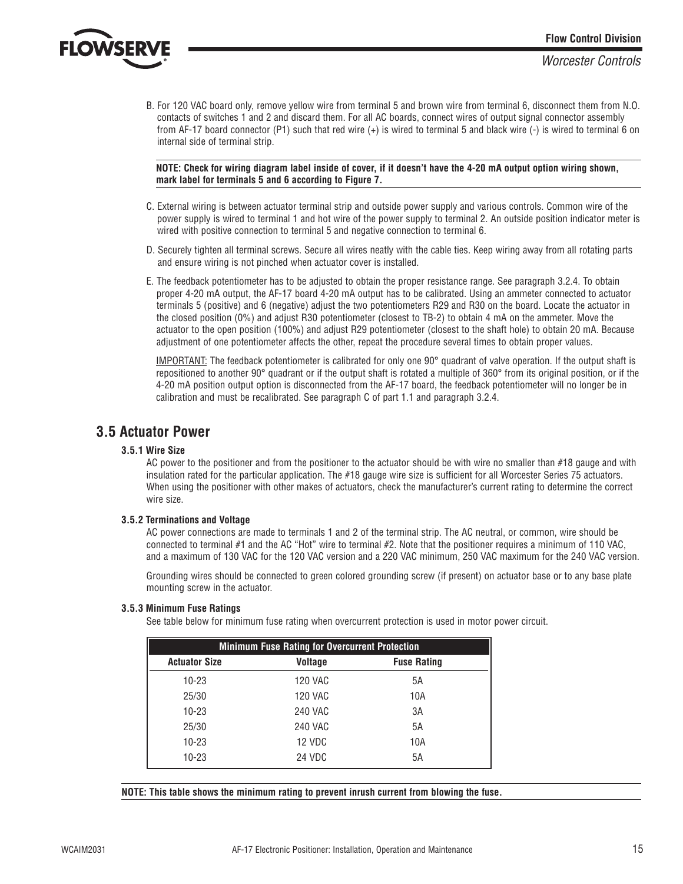B. For 120 VAC board only, remove yellow wire from terminal 5 and brown wire from terminal 6, disconnect them from N.O. contacts of switches 1 and 2 and discard them. For all AC boards, connect wires of output signal connector assembly from AF-17 board connector (P1) such that red wire (+) is wired to terminal 5 and black wire (-) is wired to terminal 6 on internal side of terminal strip.

**NOTE: Check for wiring diagram label inside of cover, if it doesn't have the 4-20 mA output option wiring shown, mark label for terminals 5 and 6 according to Figure 7.**

C. External wiring is between actuator terminal strip and outside power supply and various controls. Common wire of the power supply is wired to terminal 1 and hot wire of the power supply to terminal 2. An outside position indicator meter is wired with positive connection to terminal 5 and negative connection to terminal 6.

D. Securely tighten all terminal screws. Secure all wires neatly with the cable ties. Keep wiring away from all rotating parts and ensure wiring is not pinched when actuator cover is installed.

E. The feedback potentiometer has to be adjusted to obtain the proper resistance range. See paragraph 3.2.4. To obtain proper 4-20 mA output, the AF-17 board 4-20 mA output has to be calibrated. Using an ammeter connected to actuator terminals 5 (positive) and 6 (negative) adjust the two potentiometers R29 and R30 on the board. Locate the actuator in the closed position (0%) and adjust R30 potentiometer (closest to TB-2) to obtain 4 mA on the ammeter. Move the actuator to the open position (100%) and adjust R29 potentiometer (closest to the shaft hole) to obtain 20 mA. Because adjustment of one potentiometer affects the other, repeat the procedure several times to obtain proper values.

IMPORTANT: The feedback potentiometer is calibrated for only one 90° quadrant of valve operation. If the output shaft is repositioned to another 90° quadrant or if the output shaft is rotated a multiple of 360° from its original position, or if the 4-20 mA position output option is disconnected from the AF-17 board, the feedback potentiometer will no longer be in calibration and must be recalibrated. See paragraph C of part 1.1 and paragraph 3.2.4.

## 3.5 Actuator Power

### 3.5.1 Wire Size

AC power to the positioner and from the positioner to the actuator should be with wire no smaller than #18 gauge and with insulation rated for the particular application. The #18 gauge wire size is sufficient for all Worcester Series 75 actuators. When using the positioner with other makes of actuators, check the manufacturer's current rating to determine the correct wire size.

### 3.5.2 Terminations and Voltage

AC power connections are made to terminals 1 and 2 of the terminal strip. The AC neutral, or common, wire should be connected to terminal #1 and the AC "Hot" wire to terminal #2. Note that the positioner requires a minimum of 110 VAC, and a maximum of 130 VAC for the 120 VAC version and a 220 VAC minimum, 250 VAC maximum for the 240 VAC version.

Grounding wires should be connected to green colored grounding screw (if present) on actuator base or to any base plate mounting screw in the actuator.

### 3.5.3 Minimum Fuse Ratings

See table below for minimum fuse rating when overcurrent protection is used in motor power circuit.

| Minimum Fuse Rating for Overcurrent Protection | | |
|---|---|---|
| **Actuator Size** | **Voltage** | **Fuse Rating** |
| 10-23 | 120 VAC | 5A |
| 25/30 | 120 VAC | 10A |
| 10-23 | 240 VAC | 3A |
| 25/30 | 240 VAC | 5A |
| 10-23 | 12 VDC | 10A |
| 10-23 | 24 VDC | 5A |

**NOTE: This table shows the minimum rating to prevent inrush current from blowing the fuse.**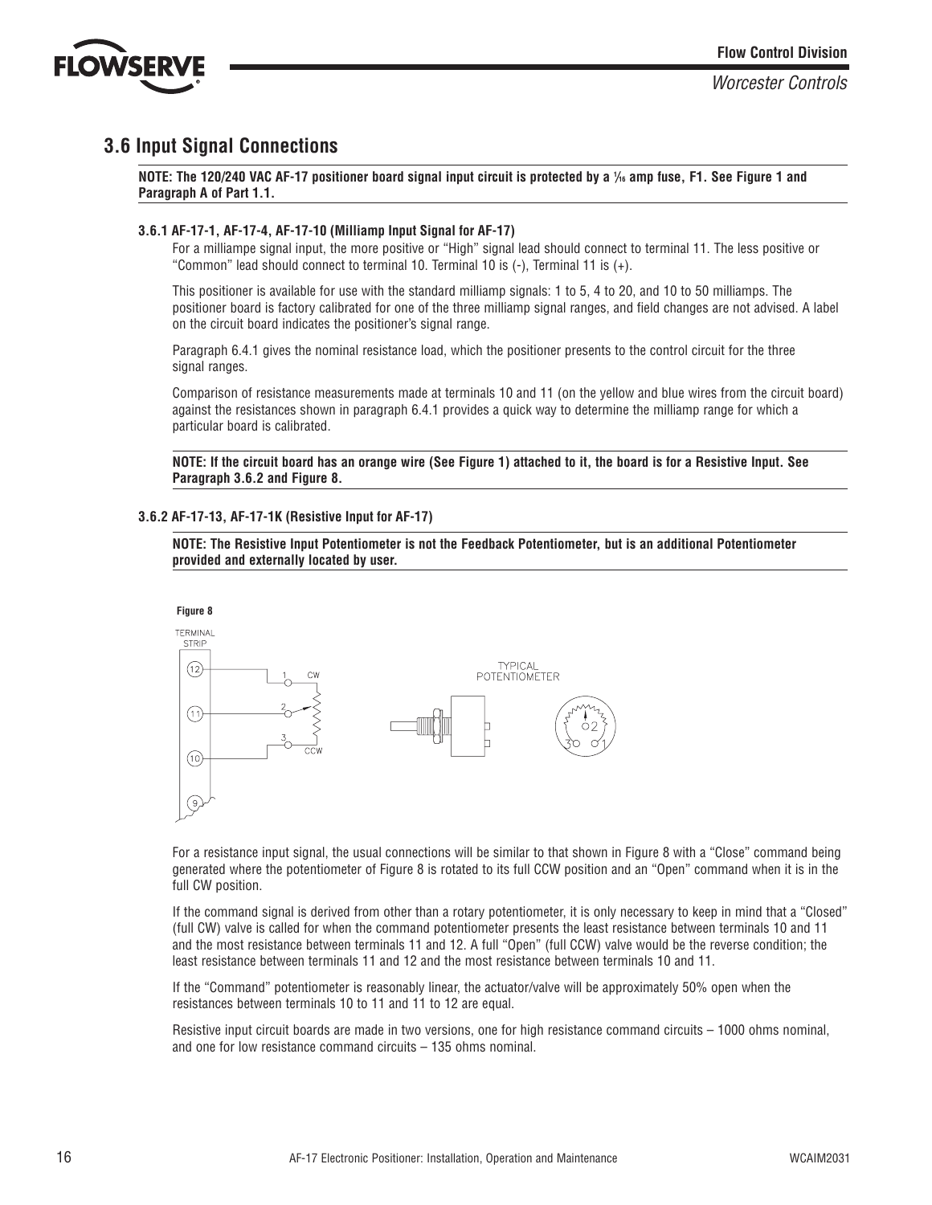## 3.6 Input Signal Connections

**NOTE: The 120/240 VAC AF-17 positioner board signal input circuit is protected by a 1⁄16 amp fuse, F1. See Figure 1 and Paragraph A of Part 1.1.**

### 3.6.1 AF-17-1, AF-17-4, AF-17-10 (Milliamp Input Signal for AF-17)

For a milliampe signal input, the more positive or "High" signal lead should connect to terminal 11. The less positive or "Common" lead should connect to terminal 10. Terminal 10 is (-), Terminal 11 is (+).

This positioner is available for use with the standard milliamp signals: 1 to 5, 4 to 20, and 10 to 50 milliamps. The positioner board is factory calibrated for one of the three milliamp signal ranges, and field changes are not advised. A label on the circuit board indicates the positioner's signal range.

Paragraph 6.4.1 gives the nominal resistance load, which the positioner presents to the control circuit for the three signal ranges.

Comparison of resistance measurements made at terminals 10 and 11 (on the yellow and blue wires from the circuit board) against the resistances shown in paragraph 6.4.1 provides a quick way to determine the milliamp range for which a particular board is calibrated.

**NOTE: If the circuit board has an orange wire (See Figure 1) attached to it, the board is for a Resistive Input. See Paragraph 3.6.2 and Figure 8.**

### 3.6.2 AF-17-13, AF-17-1K (Resistive Input for AF-17)

**NOTE: The Resistive Input Potentiometer is not the Feedback Potentiometer, but is an additional Potentiometer provided and externally located by user.**

**Figure 8**

For a resistance input signal, the usual connections will be similar to that shown in Figure 8 with a "Close" command being generated where the potentiometer of Figure 8 is rotated to its full CCW position and an "Open" command when it is in the full CW position.

If the command signal is derived from other than a rotary potentiometer, it is only necessary to keep in mind that a "Closed" (full CW) valve is called for when the command potentiometer presents the least resistance between terminals 10 and 11 and the most resistance between terminals 11 and 12. A full "Open" (full CCW) valve would be the reverse condition; the least resistance between terminals 11 and 12 and the most resistance between terminals 10 and 11.

If the "Command" potentiometer is reasonably linear, the actuator/valve will be approximately 50% open when the resistances between terminals 10 to 11 and 11 to 12 are equal.

Resistive input circuit boards are made in two versions, one for high resistance command circuits – 1000 ohms nominal, and one for low resistance command circuits – 135 ohms nominal.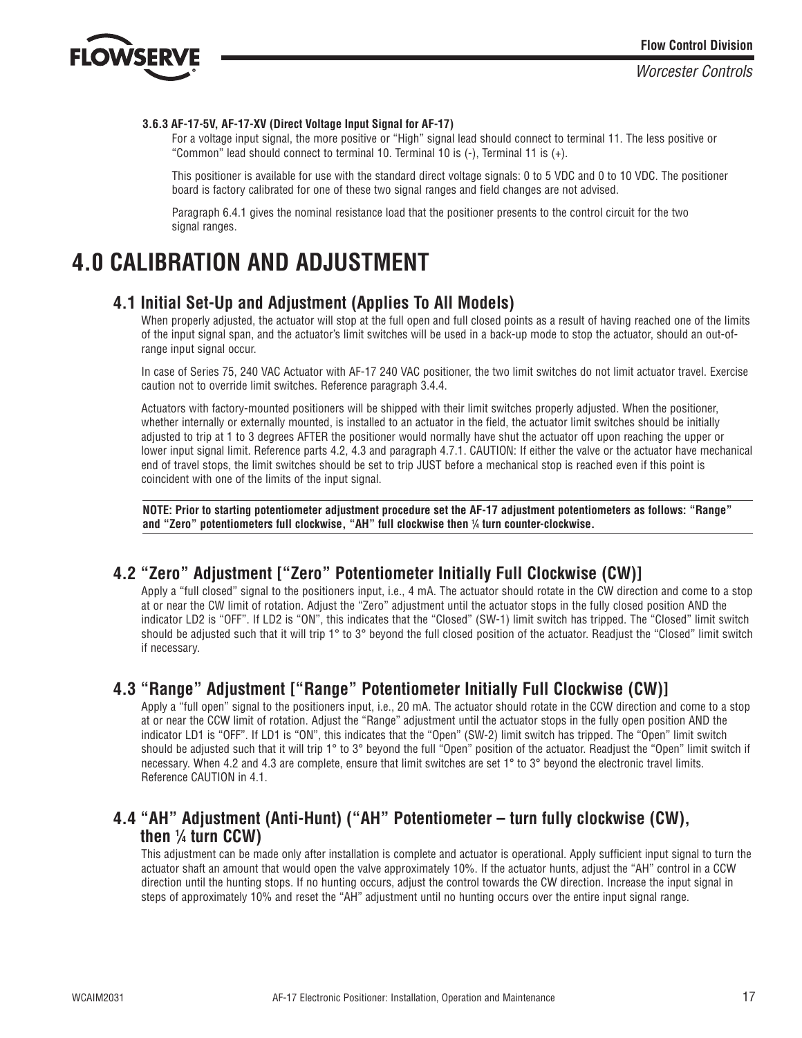### 3.6.3 AF-17-5V, AF-17-XV (Direct Voltage Input Signal for AF-17)

For a voltage input signal, the more positive or "High" signal lead should connect to terminal 11. The less positive or "Common" lead should connect to terminal 10. Terminal 10 is (-), Terminal 11 is (+).

This positioner is available for use with the standard direct voltage signals: 0 to 5 VDC and 0 to 10 VDC. The positioner board is factory calibrated for one of these two signal ranges and field changes are not advised.

Paragraph 6.4.1 gives the nominal resistance load that the positioner presents to the control circuit for the two signal ranges.

# 4.0 CALIBRATION AND ADJUSTMENT

## 4.1 Initial Set-Up and Adjustment (Applies To All Models)

When properly adjusted, the actuator will stop at the full open and full closed points as a result of having reached one of the limits of the input signal span, and the actuator's limit switches will be used in a back-up mode to stop the actuator, should an out-of-range input signal occur.

In case of Series 75, 240 VAC Actuator with AF-17 240 VAC positioner, the two limit switches do not limit actuator travel. Exercise caution not to override limit switches. Reference paragraph 3.4.4.

Actuators with factory-mounted positioners will be shipped with their limit switches properly adjusted. When the positioner, whether internally or externally mounted, is installed to an actuator in the field, the actuator limit switches should be initially adjusted to trip at 1 to 3 degrees AFTER the positioner would normally have shut the actuator off upon reaching the upper or lower input signal limit. Reference parts 4.2, 4.3 and paragraph 4.7.1. CAUTION: If either the valve or the actuator have mechanical end of travel stops, the limit switches should be set to trip JUST before a mechanical stop is reached even if this point is coincident with one of the limits of the input signal.

**NOTE: Prior to starting potentiometer adjustment procedure set the AF-17 adjustment potentiometers as follows: "Range" and "Zero" potentiometers full clockwise, "AH" full clockwise then ¼ turn counter-clockwise.**

## 4.2 "Zero" Adjustment ["Zero" Potentiometer Initially Full Clockwise (CW)]

Apply a "full closed" signal to the positioners input, i.e., 4 mA. The actuator should rotate in the CW direction and come to a stop at or near the CW limit of rotation. Adjust the "Zero" adjustment until the actuator stops in the fully closed position AND the indicator LD2 is "OFF". If LD2 is "ON", this indicates that the "Closed" (SW-1) limit switch has tripped. The "Closed" limit switch should be adjusted such that it will trip 1° to 3° beyond the full closed position of the actuator. Readjust the "Closed" limit switch if necessary.

## 4.3 "Range" Adjustment ["Range" Potentiometer Initially Full Clockwise (CW)]

Apply a "full open" signal to the positioners input, i.e., 20 mA. The actuator should rotate in the CCW direction and come to a stop at or near the CCW limit of rotation. Adjust the "Range" adjustment until the actuator stops in the fully open position AND the indicator LD1 is "OFF". If LD1 is "ON", this indicates that the "Open" (SW-2) limit switch has tripped. The "Open" limit switch should be adjusted such that it will trip 1° to 3° beyond the full "Open" position of the actuator. Readjust the "Open" limit switch if necessary. When 4.2 and 4.3 are complete, ensure that limit switches are set 1° to 3° beyond the electronic travel limits. Reference CAUTION in 4.1.

## 4.4 "AH" Adjustment (Anti-Hunt) ("AH" Potentiometer – turn fully clockwise (CW), then ¼ turn CCW)

This adjustment can be made only after installation is complete and actuator is operational. Apply sufficient input signal to turn the actuator shaft an amount that would open the valve approximately 10%. If the actuator hunts, adjust the "AH" control in a CCW direction until the hunting stops. If no hunting occurs, adjust the control towards the CW direction. Increase the input signal in steps of approximately 10% and reset the "AH" adjustment until no hunting occurs over the entire input signal range.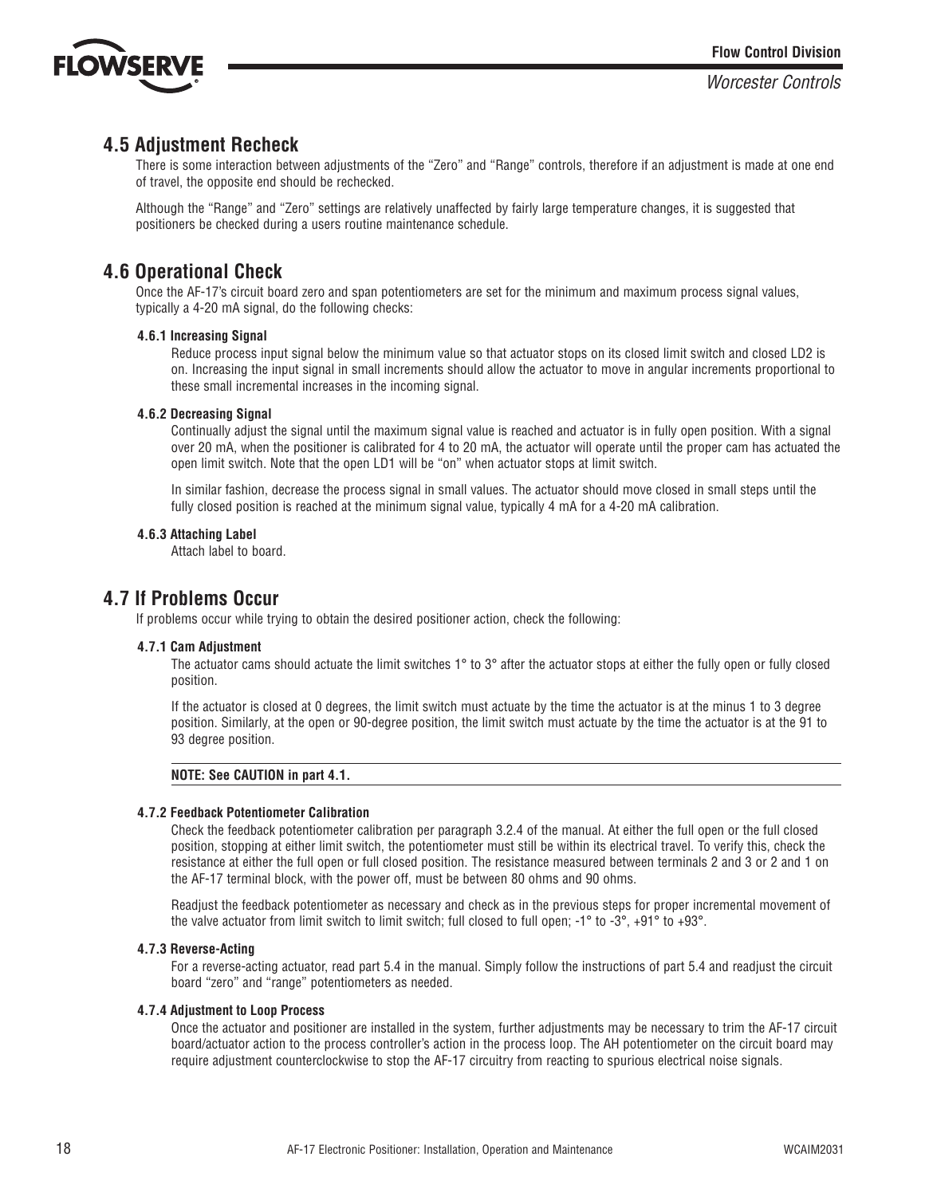## 4.5 Adjustment Recheck

There is some interaction between adjustments of the "Zero" and "Range" controls, therefore if an adjustment is made at one end of travel, the opposite end should be rechecked.

Although the "Range" and "Zero" settings are relatively unaffected by fairly large temperature changes, it is suggested that positioners be checked during a users routine maintenance schedule.

## 4.6 Operational Check

Once the AF-17's circuit board zero and span potentiometers are set for the minimum and maximum process signal values, typically a 4-20 mA signal, do the following checks:

### 4.6.1 Increasing Signal

Reduce process input signal below the minimum value so that actuator stops on its closed limit switch and closed LD2 is on. Increasing the input signal in small increments should allow the actuator to move in angular increments proportional to these small incremental increases in the incoming signal.

### 4.6.2 Decreasing Signal

Continually adjust the signal until the maximum signal value is reached and actuator is in fully open position. With a signal over 20 mA, when the positioner is calibrated for 4 to 20 mA, the actuator will operate until the proper cam has actuated the open limit switch. Note that the open LD1 will be "on" when actuator stops at limit switch.

In similar fashion, decrease the process signal in small values. The actuator should move closed in small steps until the fully closed position is reached at the minimum signal value, typically 4 mA for a 4-20 mA calibration.

### 4.6.3 Attaching Label

Attach label to board.

## 4.7 If Problems Occur

If problems occur while trying to obtain the desired positioner action, check the following:

### 4.7.1 Cam Adjustment

The actuator cams should actuate the limit switches 1° to 3° after the actuator stops at either the fully open or fully closed position.

If the actuator is closed at 0 degrees, the limit switch must actuate by the time the actuator is at the minus 1 to 3 degree position. Similarly, at the open or 90-degree position, the limit switch must actuate by the time the actuator is at the 91 to 93 degree position.

**NOTE: See CAUTION in part 4.1.**

### 4.7.2 Feedback Potentiometer Calibration

Check the feedback potentiometer calibration per paragraph 3.2.4 of the manual. At either the full open or the full closed position, stopping at either limit switch, the potentiometer must still be within its electrical travel. To verify this, check the resistance at either the full open or full closed position. The resistance measured between terminals 2 and 3 or 2 and 1 on the AF-17 terminal block, with the power off, must be between 80 ohms and 90 ohms.

Readjust the feedback potentiometer as necessary and check as in the previous steps for proper incremental movement of the valve actuator from limit switch to limit switch; full closed to full open; -1° to -3°, +91° to +93°.

### 4.7.3 Reverse-Acting

For a reverse-acting actuator, read part 5.4 in the manual. Simply follow the instructions of part 5.4 and readjust the circuit board "zero" and "range" potentiometers as needed.

### 4.7.4 Adjustment to Loop Process

Once the actuator and positioner are installed in the system, further adjustments may be necessary to trim the AF-17 circuit board/actuator action to the process controller's action in the process loop. The AH potentiometer on the circuit board may require adjustment counterclockwise to stop the AF-17 circuitry from reacting to spurious electrical noise signals.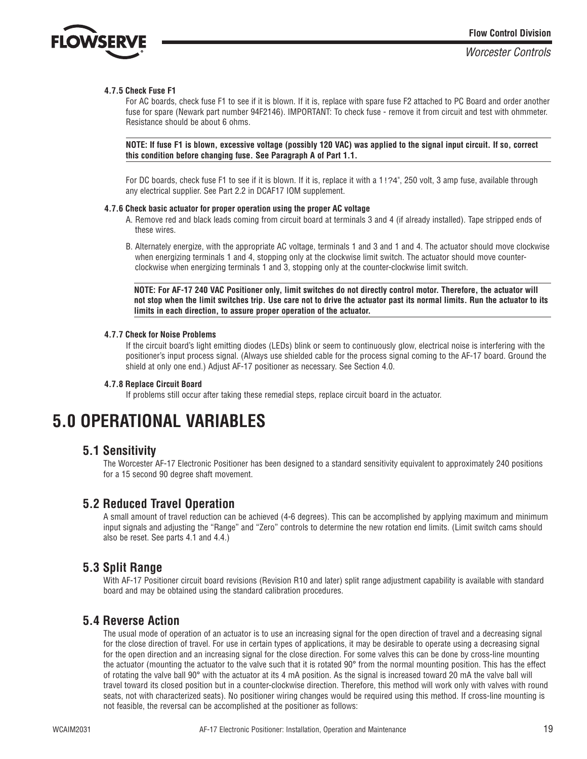#### 4.7.5 Check Fuse F1

For AC boards, check fuse F1 to see if it is blown. If it is, replace with spare fuse F2 attached to PC Board and order another fuse for spare (Newark part number 94F2146). IMPORTANT: To check fuse - remove it from circuit and test with ohmmeter. Resistance should be about 6 ohms.

**NOTE: If fuse F1 is blown, excessive voltage (possibly 120 VAC) was applied to the signal input circuit. If so, correct this condition before changing fuse. See Paragraph A of Part 1.1.**

For DC boards, check fuse F1 to see if it is blown. If it is, replace it with a 1!?4", 250 volt, 3 amp fuse, available through any electrical supplier. See Part 2.2 in DCAF17 IOM supplement.

#### 4.7.6 Check basic actuator for proper operation using the proper AC voltage

A. Remove red and black leads coming from circuit board at terminals 3 and 4 (if already installed). Tape stripped ends of these wires.

B. Alternately energize, with the appropriate AC voltage, terminals 1 and 3 and 1 and 4. The actuator should move clockwise when energizing terminals 1 and 4, stopping only at the clockwise limit switch. The actuator should move counter-clockwise when energizing terminals 1 and 3, stopping only at the counter-clockwise limit switch.

**NOTE: For AF-17 240 VAC Positioner only, limit switches do not directly control motor. Therefore, the actuator will not stop when the limit switches trip. Use care not to drive the actuator past its normal limits. Run the actuator to its limits in each direction, to assure proper operation of the actuator.**

#### 4.7.7 Check for Noise Problems

If the circuit board's light emitting diodes (LEDs) blink or seem to continuously glow, electrical noise is interfering with the positioner's input process signal. (Always use shielded cable for the process signal coming to the AF-17 board. Ground the shield at only one end.) Adjust AF-17 positioner as necessary. See Section 4.0.

#### 4.7.8 Replace Circuit Board

If problems still occur after taking these remedial steps, replace circuit board in the actuator.

# 5.0 OPERATIONAL VARIABLES

## 5.1 Sensitivity

The Worcester AF-17 Electronic Positioner has been designed to a standard sensitivity equivalent to approximately 240 positions for a 15 second 90 degree shaft movement.

## 5.2 Reduced Travel Operation

A small amount of travel reduction can be achieved (4-6 degrees). This can be accomplished by applying maximum and minimum input signals and adjusting the "Range" and "Zero" controls to determine the new rotation end limits. (Limit switch cams should also be reset. See parts 4.1 and 4.4.)

## 5.3 Split Range

With AF-17 Positioner circuit board revisions (Revision R10 and later) split range adjustment capability is available with standard board and may be obtained using the standard calibration procedures.

## 5.4 Reverse Action

The usual mode of operation of an actuator is to use an increasing signal for the open direction of travel and a decreasing signal for the close direction of travel. For use in certain types of applications, it may be desirable to operate using a decreasing signal for the open direction and an increasing signal for the close direction. For some valves this can be done by cross-line mounting the actuator (mounting the actuator to the valve such that it is rotated 90° from the normal mounting position. This has the effect of rotating the valve ball 90° with the actuator at its 4 mA position. As the signal is increased toward 20 mA the valve ball will travel toward its closed position but in a counter-clockwise direction. Therefore, this method will work only with valves with round seats, not with characterized seats). No positioner wiring changes would be required using this method. If cross-line mounting is not feasible, the reversal can be accomplished at the positioner as follows: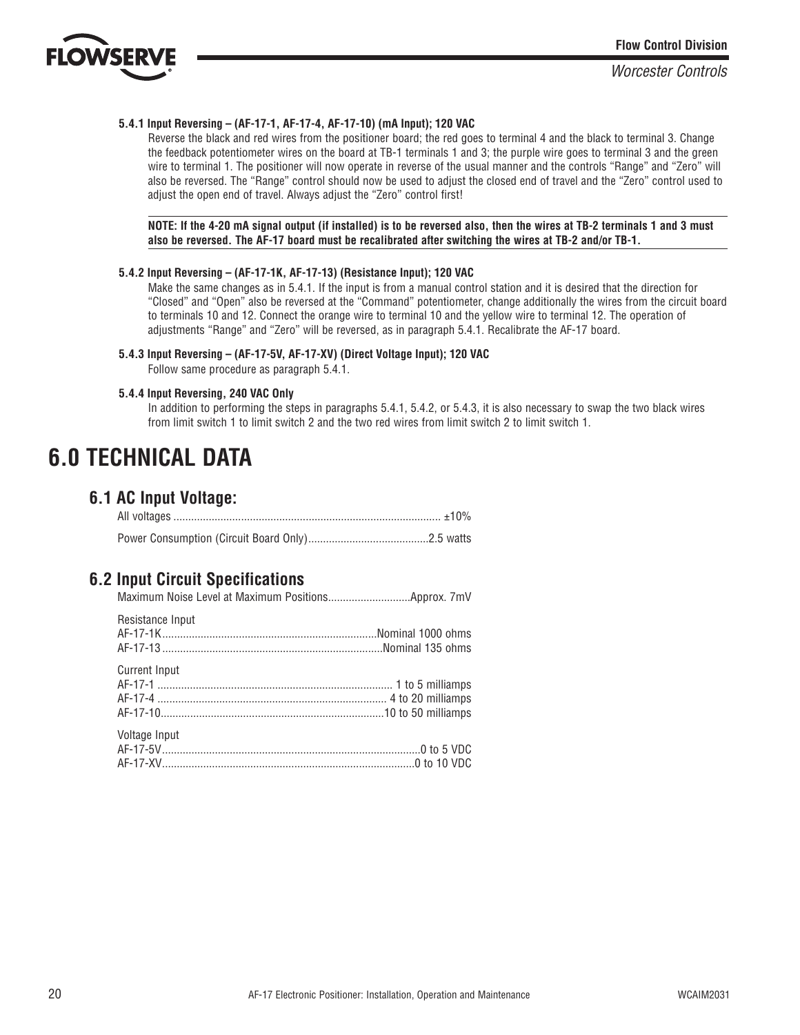#### 5.4.1 Input Reversing – (AF-17-1, AF-17-4, AF-17-10) (mA Input); 120 VAC

Reverse the black and red wires from the positioner board; the red goes to terminal 4 and the black to terminal 3. Change the feedback potentiometer wires on the board at TB-1 terminals 1 and 3; the purple wire goes to terminal 3 and the green wire to terminal 1. The positioner will now operate in reverse of the usual manner and the controls "Range" and "Zero" will also be reversed. The "Range" control should now be used to adjust the closed end of travel and the "Zero" control used to adjust the open end of travel. Always adjust the "Zero" control first!

**NOTE: If the 4-20 mA signal output (if installed) is to be reversed also, then the wires at TB-2 terminals 1 and 3 must also be reversed. The AF-17 board must be recalibrated after switching the wires at TB-2 and/or TB-1.**

#### 5.4.2 Input Reversing – (AF-17-1K, AF-17-13) (Resistance Input); 120 VAC

Make the same changes as in 5.4.1. If the input is from a manual control station and it is desired that the direction for "Closed" and "Open" also be reversed at the "Command" potentiometer, change additionally the wires from the circuit board to terminals 10 and 12. Connect the orange wire to terminal 10 and the yellow wire to terminal 12. The operation of adjustments "Range" and "Zero" will be reversed, as in paragraph 5.4.1. Recalibrate the AF-17 board.

#### 5.4.3 Input Reversing – (AF-17-5V, AF-17-XV) (Direct Voltage Input); 120 VAC

Follow same procedure as paragraph 5.4.1.

#### 5.4.4 Input Reversing, 240 VAC Only

In addition to performing the steps in paragraphs 5.4.1, 5.4.2, or 5.4.3, it is also necessary to swap the two black wires from limit switch 1 to limit switch 2 and the two red wires from limit switch 2 to limit switch 1.

# 6.0 TECHNICAL DATA

## 6.1 AC Input Voltage:

All voltages .......... ±10%

Power Consumption (Circuit Board Only) .......... 2.5 watts

## 6.2 Input Circuit Specifications

Maximum Noise Level at Maximum Positions .......... Approx. 7mV

Resistance Input
AF-17-1K .......... Nominal 1000 ohms
AF-17-13 .......... Nominal 135 ohms

Current Input
AF-17-1 .......... 1 to 5 milliamps
AF-17-4 .......... 4 to 20 milliamps
AF-17-10 .......... 10 to 50 milliamps

Voltage Input
AF-17-5V .......... 0 to 5 VDC
AF-17-XV .......... 0 to 10 VDC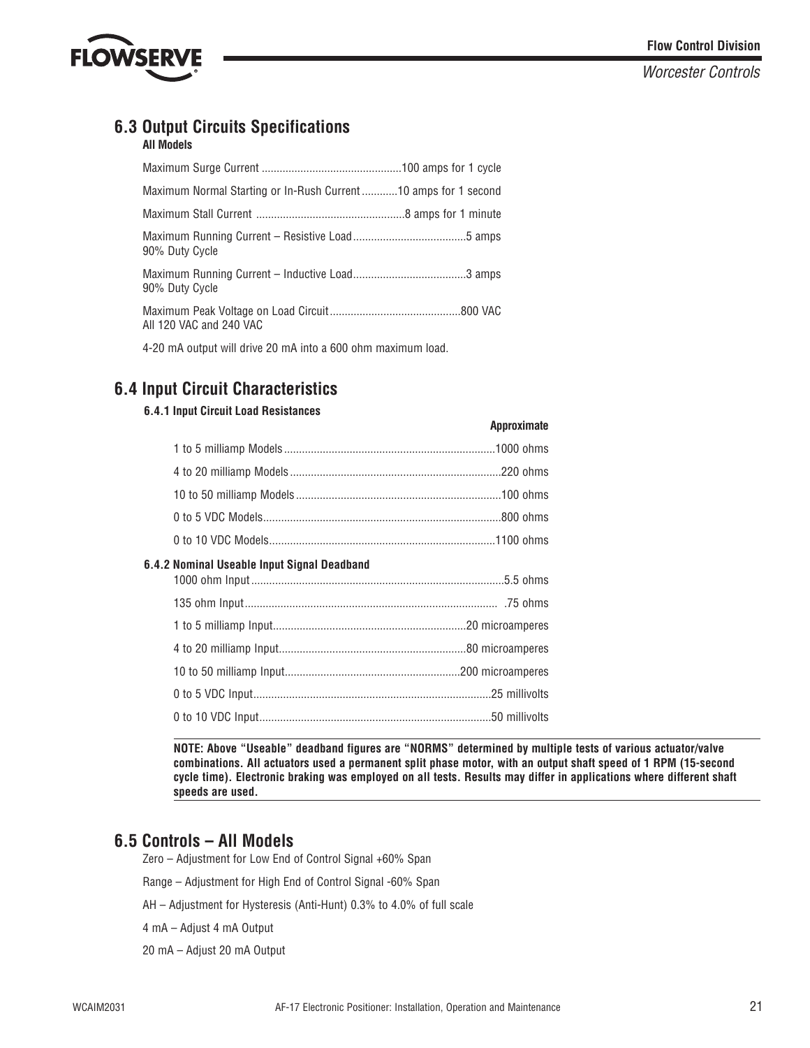## 6.3 Output Circuits Specifications

**All Models**

| Specification | Value |
|---|---|
| Maximum Surge Current | 100 amps for 1 cycle |
| Maximum Normal Starting or In-Rush Current | 10 amps for 1 second |
| Maximum Stall Current | 8 amps for 1 minute |
| Maximum Running Current – Resistive Load<br>90% Duty Cycle | 5 amps |
| Maximum Running Current – Inductive Load<br>90% Duty Cycle | 3 amps |
| Maximum Peak Voltage on Load Circuit<br>All 120 VAC and 240 VAC | 800 VAC |

4-20 mA output will drive 20 mA into a 600 ohm maximum load.

## 6.4 Input Circuit Characteristics

### 6.4.1 Input Circuit Load Resistances

| Model | Approximate |
|---|---|
| 1 to 5 milliamp Models | 1000 ohms |
| 4 to 20 milliamp Models | 220 ohms |
| 10 to 50 milliamp Models | 100 ohms |
| 0 to 5 VDC Models | 800 ohms |
| 0 to 10 VDC Models | 1100 ohms |

### 6.4.2 Nominal Useable Input Signal Deadband

| Input | Deadband |
|---|---|
| 1000 ohm Input | 5.5 ohms |
| 135 ohm Input | .75 ohms |
| 1 to 5 milliamp Input | 20 microamperes |
| 4 to 20 milliamp Input | 80 microamperes |
| 10 to 50 milliamp Input | 200 microamperes |
| 0 to 5 VDC Input | 25 millivolts |
| 0 to 10 VDC Input | 50 millivolts |

**NOTE: Above "Useable" deadband figures are "NORMS" determined by multiple tests of various actuator/valve combinations. All actuators used a permanent split phase motor, with an output shaft speed of 1 RPM (15-second cycle time). Electronic braking was employed on all tests. Results may differ in applications where different shaft speeds are used.**

## 6.5 Controls – All Models

Zero – Adjustment for Low End of Control Signal +60% Span

Range – Adjustment for High End of Control Signal -60% Span

AH – Adjustment for Hysteresis (Anti-Hunt) 0.3% to 4.0% of full scale

4 mA – Adjust 4 mA Output

20 mA – Adjust 20 mA Output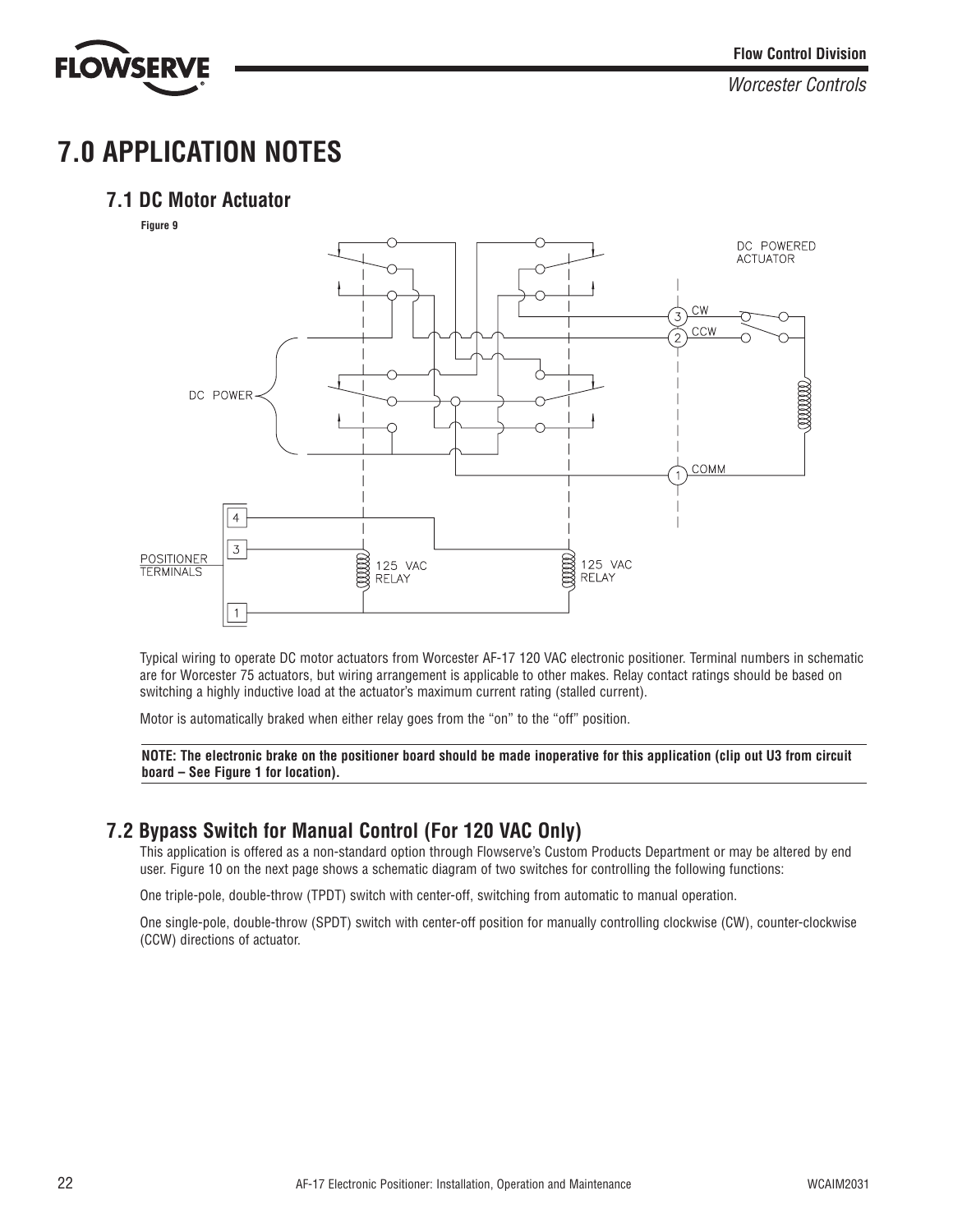# 7.0 APPLICATION NOTES

## 7.1 DC Motor Actuator

**Figure 9**

Typical wiring to operate DC motor actuators from Worcester AF-17 120 VAC electronic positioner. Terminal numbers in schematic are for Worcester 75 actuators, but wiring arrangement is applicable to other makes. Relay contact ratings should be based on switching a highly inductive load at the actuator's maximum current rating (stalled current).

Motor is automatically braked when either relay goes from the "on" to the "off" position.

**NOTE: The electronic brake on the positioner board should be made inoperative for this application (clip out U3 from circuit board – See Figure 1 for location).**

## 7.2 Bypass Switch for Manual Control (For 120 VAC Only)

This application is offered as a non-standard option through Flowserve's Custom Products Department or may be altered by end user. Figure 10 on the next page shows a schematic diagram of two switches for controlling the following functions:

One triple-pole, double-throw (TPDT) switch with center-off, switching from automatic to manual operation.

One single-pole, double-throw (SPDT) switch with center-off position for manually controlling clockwise (CW), counter-clockwise (CCW) directions of actuator.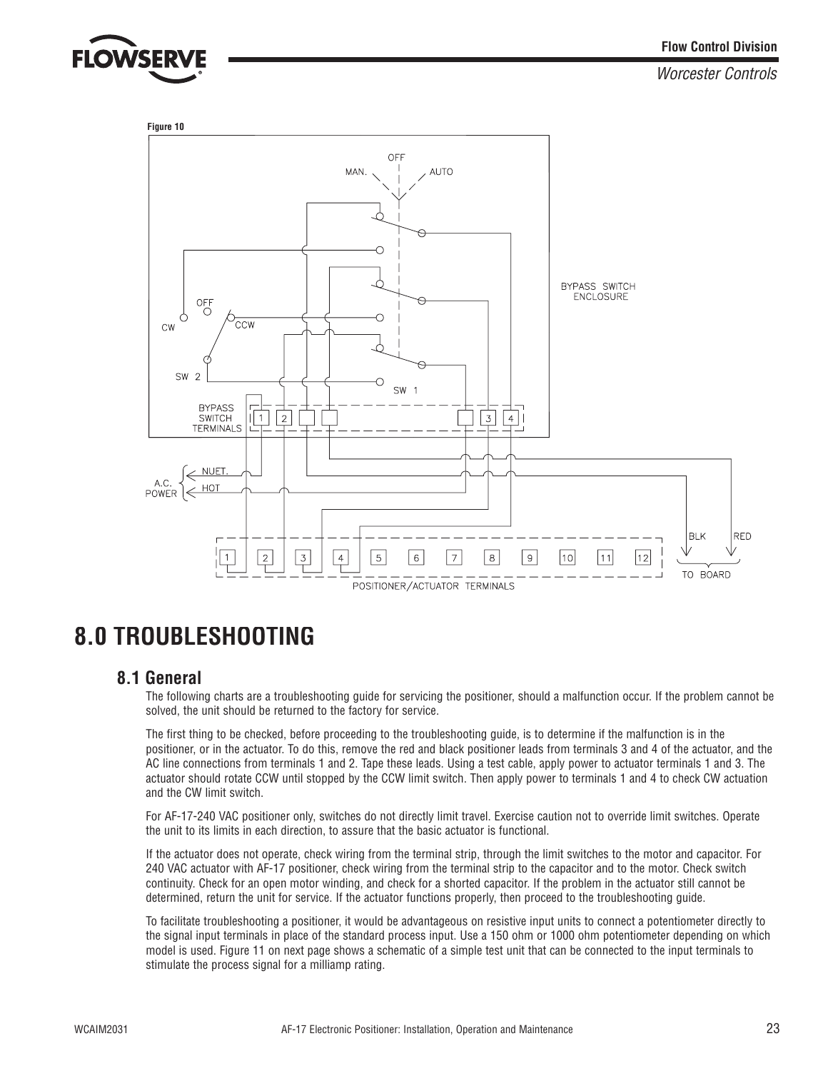Figure 10

OFF

MAN.

AUTO

BYPASS SWITCH ENCLOSURE

OFF

CW

CCW

SW 2

SW 1

BYPASS SWITCH TERMINALS

1 2 3 4

A.C. POWER

NUET.

HOT

BLK

RED

TO BOARD

1 2 3 4 5 6 7 8 9 10 11 12

POSITIONER/ACTUATOR TERMINALS

# 8.0 TROUBLESHOOTING

## 8.1 General

The following charts are a troubleshooting guide for servicing the positioner, should a malfunction occur. If the problem cannot be solved, the unit should be returned to the factory for service.

The first thing to be checked, before proceeding to the troubleshooting guide, is to determine if the malfunction is in the positioner, or in the actuator. To do this, remove the red and black positioner leads from terminals 3 and 4 of the actuator, and the AC line connections from terminals 1 and 2. Tape these leads. Using a test cable, apply power to actuator terminals 1 and 3. The actuator should rotate CCW until stopped by the CCW limit switch. Then apply power to terminals 1 and 4 to check CW actuation and the CW limit switch.

For AF-17-240 VAC positioner only, switches do not directly limit travel. Exercise caution not to override limit switches. Operate the unit to its limits in each direction, to assure that the basic actuator is functional.

If the actuator does not operate, check wiring from the terminal strip, through the limit switches to the motor and capacitor. For 240 VAC actuator with AF-17 positioner, check wiring from the terminal strip to the capacitor and to the motor. Check switch continuity. Check for an open motor winding, and check for a shorted capacitor. If the problem in the actuator still cannot be determined, return the unit for service. If the actuator functions properly, then proceed to the troubleshooting guide.

To facilitate troubleshooting a positioner, it would be advantageous on resistive input units to connect a potentiometer directly to the signal input terminals in place of the standard process input. Use a 150 ohm or 1000 ohm potentiometer depending on which model is used. Figure 11 on next page shows a schematic of a simple test unit that can be connected to the input terminals to stimulate the process signal for a milliamp rating.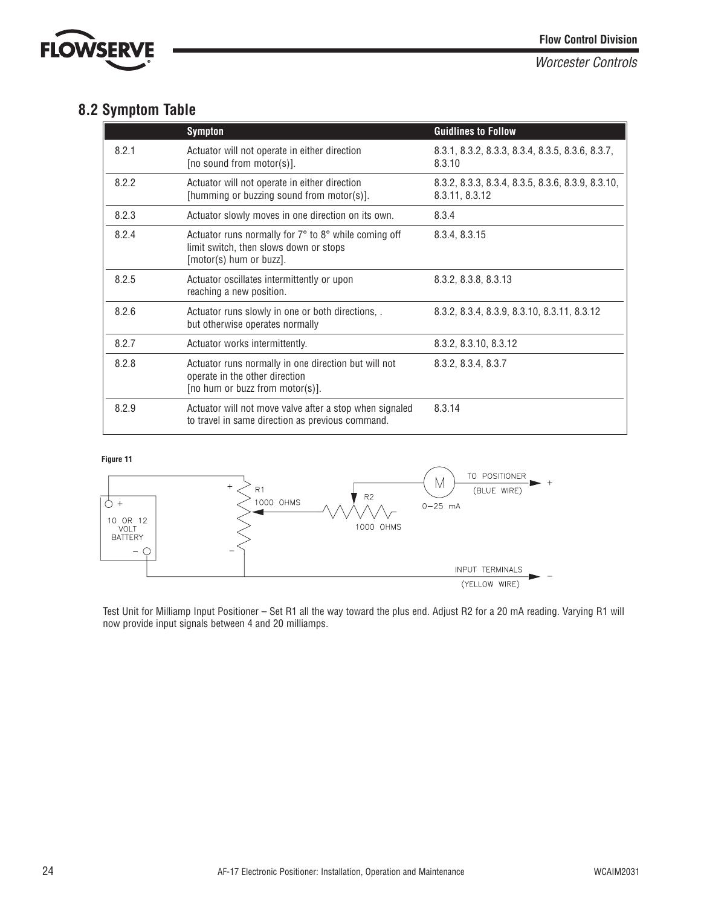## 8.2 Symptom Table

| | Sympton | Guidlines to Follow |
|---|---|---|
| 8.2.1 | Actuator will not operate in either direction [no sound from motor(s)]. | 8.3.1, 8.3.2, 8.3.3, 8.3.4, 8.3.5, 8.3.6, 8.3.7, 8.3.10 |
| 8.2.2 | Actuator will not operate in either direction [humming or buzzing sound from motor(s)]. | 8.3.2, 8.3.3, 8.3.4, 8.3.5, 8.3.6, 8.3.9, 8.3.10, 8.3.11, 8.3.12 |
| 8.2.3 | Actuator slowly moves in one direction on its own. | 8.3.4 |
| 8.2.4 | Actuator runs normally for 7° to 8° while coming off limit switch, then slows down or stops [motor(s) hum or buzz]. | 8.3.4, 8.3.15 |
| 8.2.5 | Actuator oscillates intermittently or upon reaching a new position. | 8.3.2, 8.3.8, 8.3.13 |
| 8.2.6 | Actuator runs slowly in one or both directions, . but otherwise operates normally | 8.3.2, 8.3.4, 8.3.9, 8.3.10, 8.3.11, 8.3.12 |
| 8.2.7 | Actuator works intermittently. | 8.3.2, 8.3.10, 8.3.12 |
| 8.2.8 | Actuator runs normally in one direction but will not operate in the other direction [no hum or buzz from motor(s)]. | 8.3.2, 8.3.4, 8.3.7 |
| 8.2.9 | Actuator will not move valve after a stop when signaled to travel in same direction as previous command. | 8.3.14 |

**Figure 11**

+ R1 1000 OHMS – R2 1000 OHMS M 0–25 mA TO POSITIONER (BLUE WIRE) + 10 OR 12 VOLT BATTERY + – INPUT TERMINALS (YELLOW WIRE) –

Test Unit for Milliamp Input Positioner – Set R1 all the way toward the plus end. Adjust R2 for a 20 mA reading. Varying R1 will now provide input signals between 4 and 20 milliamps.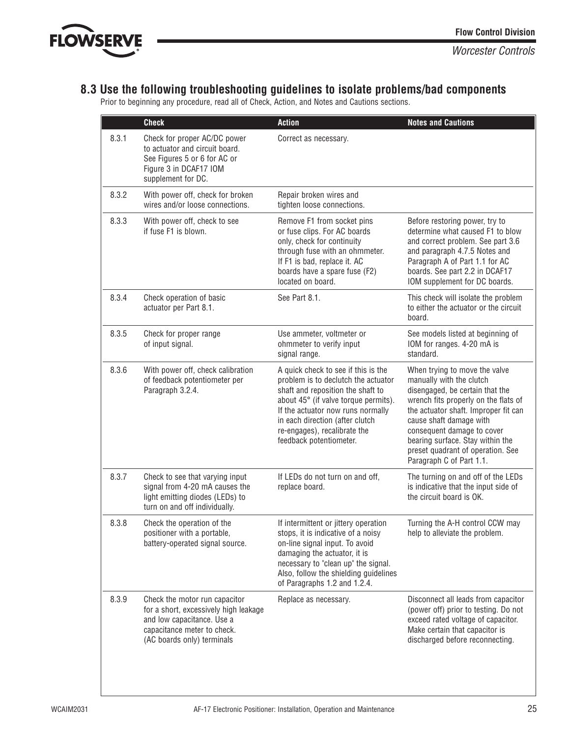## 8.3 Use the following troubleshooting guidelines to isolate problems/bad components

Prior to beginning any procedure, read all of Check, Action, and Notes and Cautions sections.

| | Check | Action | Notes and Cautions |
|---|---|---|---|
| 8.3.1 | Check for proper AC/DC power to actuator and circuit board. See Figures 5 or 6 for AC or Figure 3 in DCAF17 IOM supplement for DC. | Correct as necessary. | |
| 8.3.2 | With power off, check for broken wires and/or loose connections. | Repair broken wires and tighten loose connections. | |
| 8.3.3 | With power off, check to see if fuse F1 is blown. | Remove F1 from socket pins or fuse clips. For AC boards only, check for continuity through fuse with an ohmmeter. If F1 is bad, replace it. AC boards have a spare fuse (F2) located on board. | Before restoring power, try to determine what caused F1 to blow and correct problem. See part 3.6 and paragraph 4.7.5 Notes and Paragraph A of Part 1.1 for AC boards. See part 2.2 in DCAF17 IOM supplement for DC boards. |
| 8.3.4 | Check operation of basic actuator per Part 8.1. | See Part 8.1. | This check will isolate the problem to either the actuator or the circuit board. |
| 8.3.5 | Check for proper range of input signal. | Use ammeter, voltmeter or ohmmeter to verify input signal range. | See models listed at beginning of IOM for ranges. 4-20 mA is standard. |
| 8.3.6 | With power off, check calibration of feedback potentiometer per Paragraph 3.2.4. | A quick check to see if this is the problem is to declutch the actuator shaft and reposition the shaft to about 45° (if valve torque permits). If the actuator now runs normally in each direction (after clutch re-engages), recalibrate the feedback potentiometer. | When trying to move the valve manually with the clutch disengaged, be certain that the wrench fits properly on the flats of the actuator shaft. Improper fit can cause shaft damage with consequent damage to cover bearing surface. Stay within the preset quadrant of operation. See Paragraph C of Part 1.1. |
| 8.3.7 | Check to see that varying input signal from 4-20 mA causes the light emitting diodes (LEDs) to turn on and off individually. | If LEDs do not turn on and off, replace board. | The turning on and off of the LEDs is indicative that the input side of the circuit board is OK. |
| 8.3.8 | Check the operation of the positioner with a portable, battery-operated signal source. | If intermittent or jittery operation stops, it is indicative of a noisy on-line signal input. To avoid damaging the actuator, it is necessary to "clean up" the signal. Also, follow the shielding guidelines of Paragraphs 1.2 and 1.2.4. | Turning the A-H control CCW may help to alleviate the problem. |
| 8.3.9 | Check the motor run capacitor for a short, excessively high leakage and low capacitance. Use a capacitance meter to check. (AC boards only) terminals | Replace as necessary. | Disconnect all leads from capacitor (power off) prior to testing. Do not exceed rated voltage of capacitor. Make certain that capacitor is discharged before reconnecting. |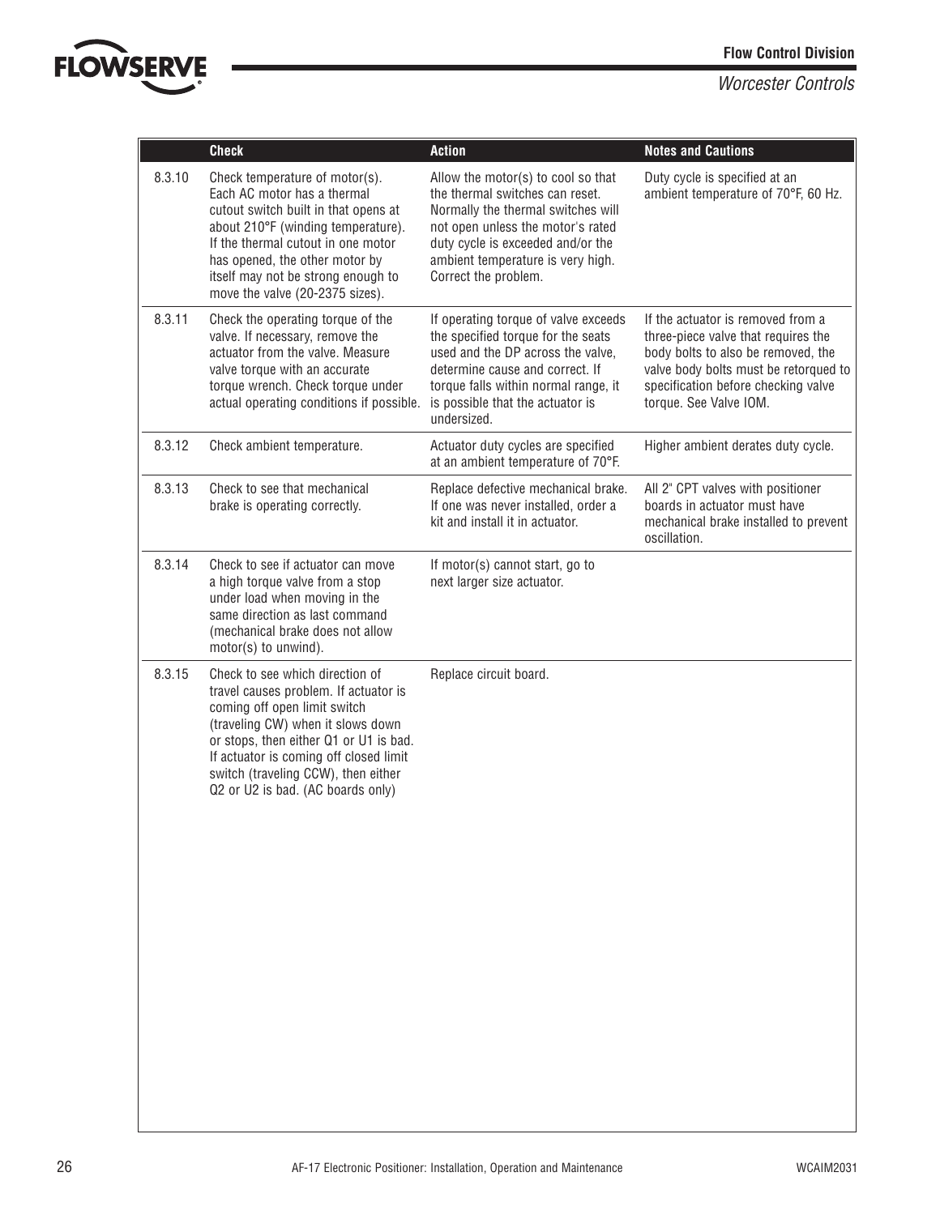| | Check | Action | Notes and Cautions |
|---|---|---|---|
| 8.3.10 | Check temperature of motor(s). Each AC motor has a thermal cutout switch built in that opens at about 210°F (winding temperature). If the thermal cutout in one motor has opened, the other motor by itself may not be strong enough to move the valve (20-2375 sizes). | Allow the motor(s) to cool so that the thermal switches can reset. Normally the thermal switches will not open unless the motor's rated duty cycle is exceeded and/or the ambient temperature is very high. Correct the problem. | Duty cycle is specified at an ambient temperature of 70°F, 60 Hz. |
| 8.3.11 | Check the operating torque of the valve. If necessary, remove the actuator from the valve. Measure valve torque with an accurate torque wrench. Check torque under actual operating conditions if possible. | If operating torque of valve exceeds the specified torque for the seats used and the DP across the valve, determine cause and correct. If torque falls within normal range, it is possible that the actuator is undersized. | If the actuator is removed from a three-piece valve that requires the body bolts to also be removed, the valve body bolts must be retorqued to specification before checking valve torque. See Valve IOM. |
| 8.3.12 | Check ambient temperature. | Actuator duty cycles are specified at an ambient temperature of 70°F. | Higher ambient derates duty cycle. |
| 8.3.13 | Check to see that mechanical brake is operating correctly. | Replace defective mechanical brake. If one was never installed, order a kit and install it in actuator. | All 2" CPT valves with positioner boards in actuator must have mechanical brake installed to prevent oscillation. |
| 8.3.14 | Check to see if actuator can move a high torque valve from a stop under load when moving in the same direction as last command (mechanical brake does not allow motor(s) to unwind). | If motor(s) cannot start, go to next larger size actuator. | |
| 8.3.15 | Check to see which direction of travel causes problem. If actuator is coming off open limit switch (traveling CW) when it slows down or stops, then either Q1 or U1 is bad. If actuator is coming off closed limit switch (traveling CCW), then either Q2 or U2 is bad. (AC boards only) | Replace circuit board. | |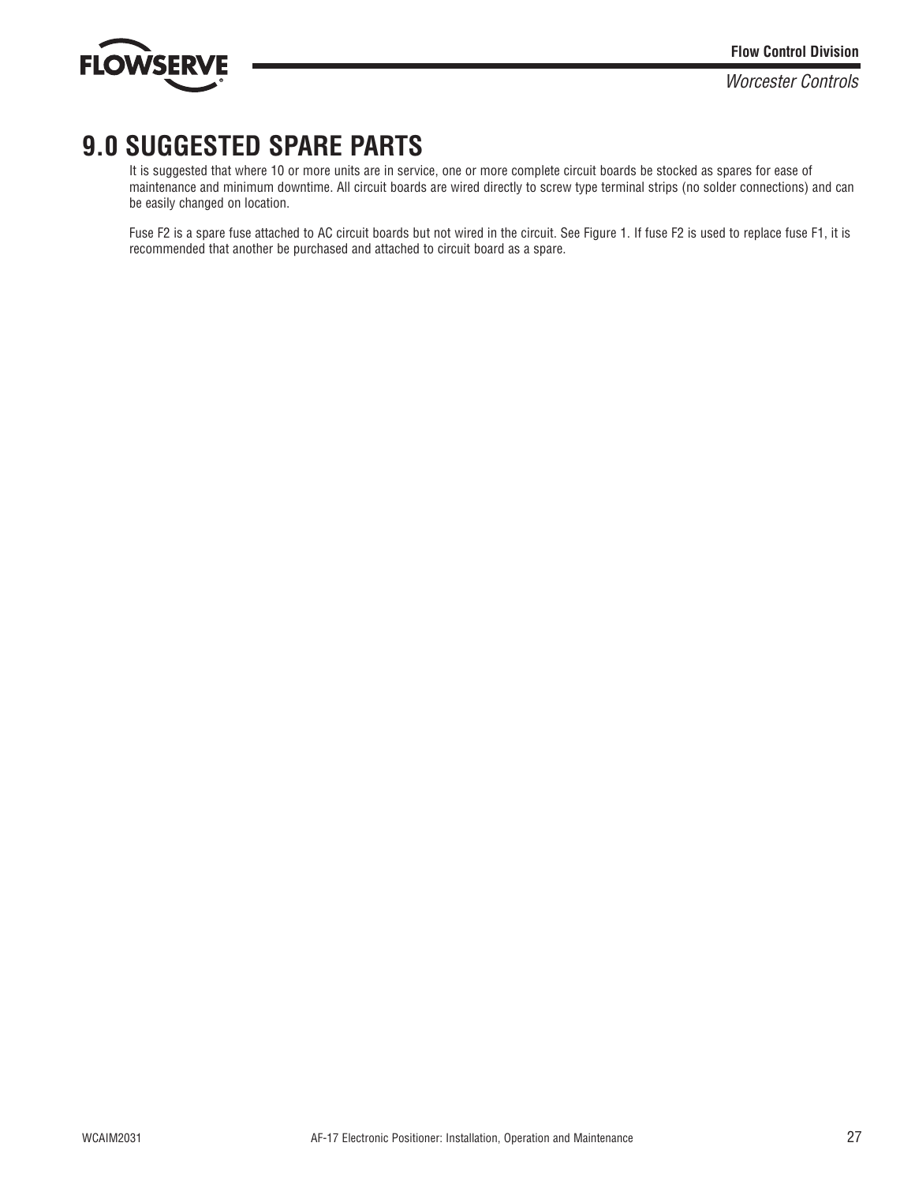# 9.0 SUGGESTED SPARE PARTS

It is suggested that where 10 or more units are in service, one or more complete circuit boards be stocked as spares for ease of maintenance and minimum downtime. All circuit boards are wired directly to screw type terminal strips (no solder connections) and can be easily changed on location.

Fuse F2 is a spare fuse attached to AC circuit boards but not wired in the circuit. See Figure 1. If fuse F2 is used to replace fuse F1, it is recommended that another be purchased and attached to circuit board as a spare.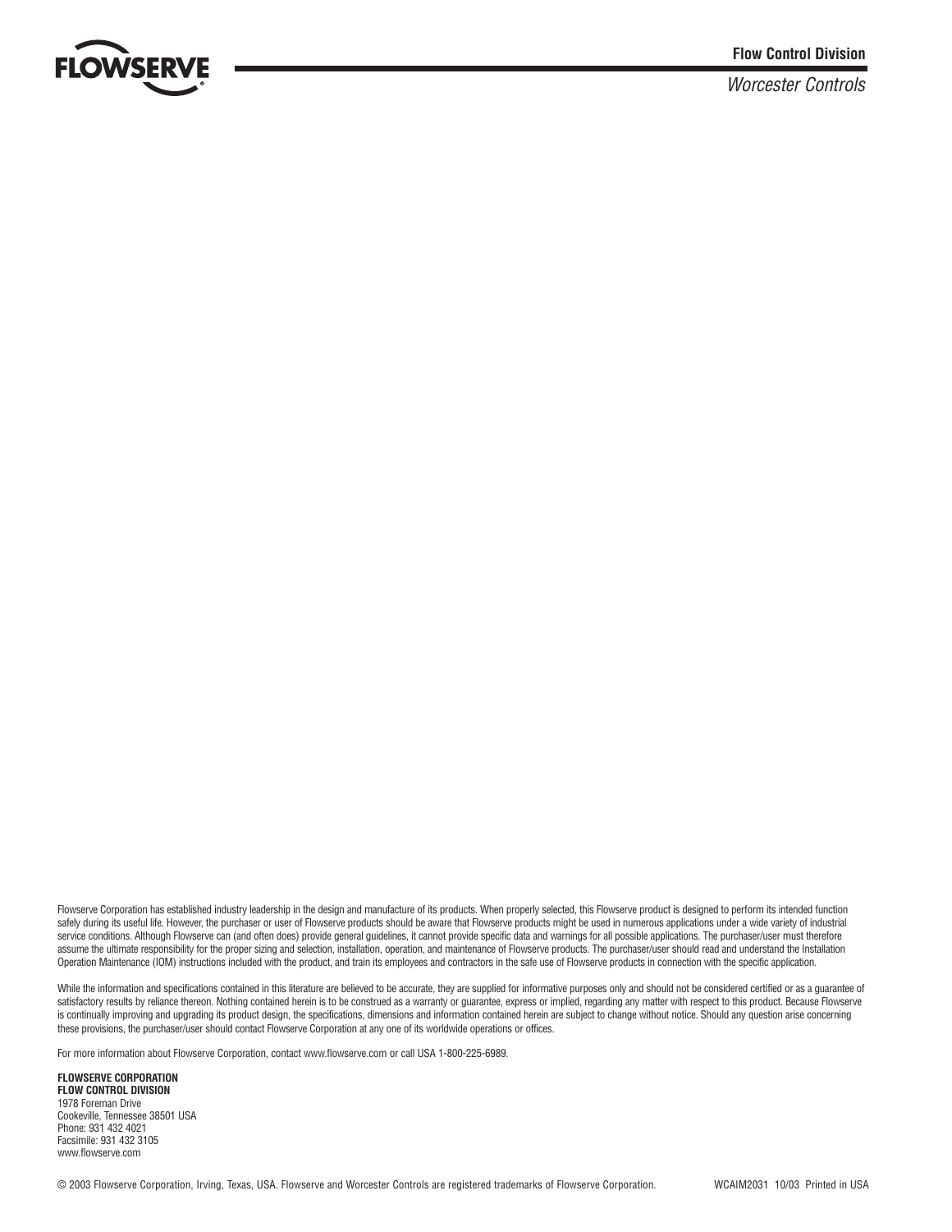Flowserve Corporation has established industry leadership in the design and manufacture of its products. When properly selected, this Flowserve product is designed to perform its intended function safely during its useful life. However, the purchaser or user of Flowserve products should be aware that Flowserve products might be used in numerous applications under a wide variety of industrial service conditions. Although Flowserve can (and often does) provide general guidelines, it cannot provide specific data and warnings for all possible applications. The purchaser/user must therefore assume the ultimate responsibility for the proper sizing and selection, installation, operation, and maintenance of Flowserve products. The purchaser/user should read and understand the Installation Operation Maintenance (IOM) instructions included with the product, and train its employees and contractors in the safe use of Flowserve products in connection with the specific application.

While the information and specifications contained in this literature are believed to be accurate, they are supplied for informative purposes only and should not be considered certified or as a guarantee of satisfactory results by reliance thereon. Nothing contained herein is to be construed as a warranty or guarantee, express or implied, regarding any matter with respect to this product. Because Flowserve is continually improving and upgrading its product design, the specifications, dimensions and information contained herein are subject to change without notice. Should any question arise concerning these provisions, the purchaser/user should contact Flowserve Corporation at any one of its worldwide operations or offices.

For more information about Flowserve Corporation, contact www.flowserve.com or call USA 1-800-225-6989.

**FLOWSERVE CORPORATION**
**FLOW CONTROL DIVISION**
1978 Foreman Drive
Cookeville, Tennessee 38501 USA
Phone: 931 432 4021
Facsimile: 931 432 3105
www.flowserve.com

© 2003 Flowserve Corporation, Irving, Texas, USA. Flowserve and Worcester Controls are registered trademarks of Flowserve Corporation.

WCAIM2031 10/03 Printed in USA